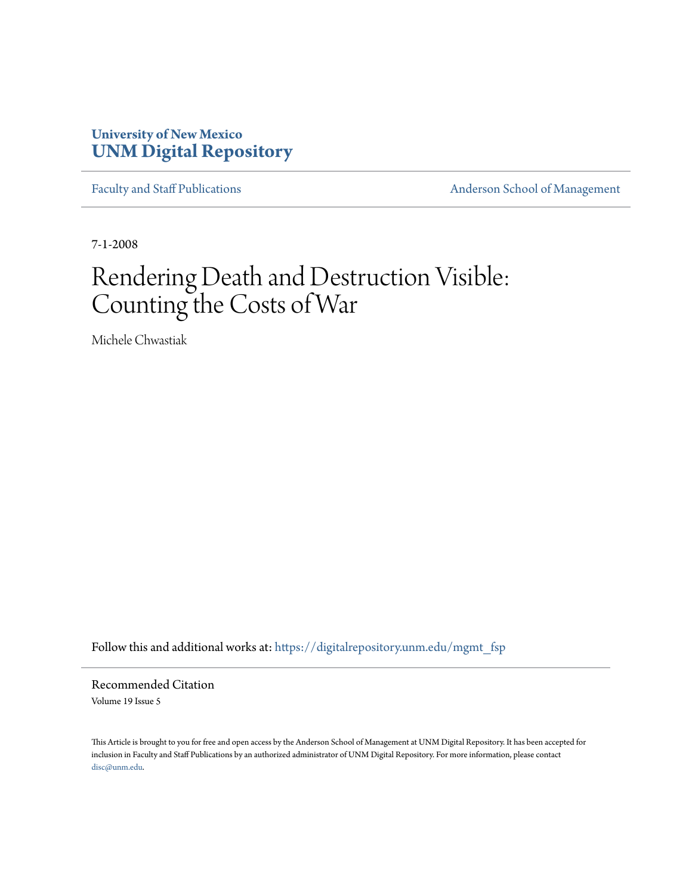University of New Mexico
**UNM Digital Repository**

Faculty and Staff Publications | Anderson School of Management

7-1-2008

# Rendering Death and Destruction Visible: Counting the Costs of War

Michele Chwastiak

Follow this and additional works at: https://digitalrepository.unm.edu/mgmt_fsp

Recommended Citation

Volume 19 Issue 5

This Article is brought to you for free and open access by the Anderson School of Management at UNM Digital Repository. It has been accepted for inclusion in Faculty and Staff Publications by an authorized administrator of UNM Digital Repository. For more information, please contact disc@unm.edu.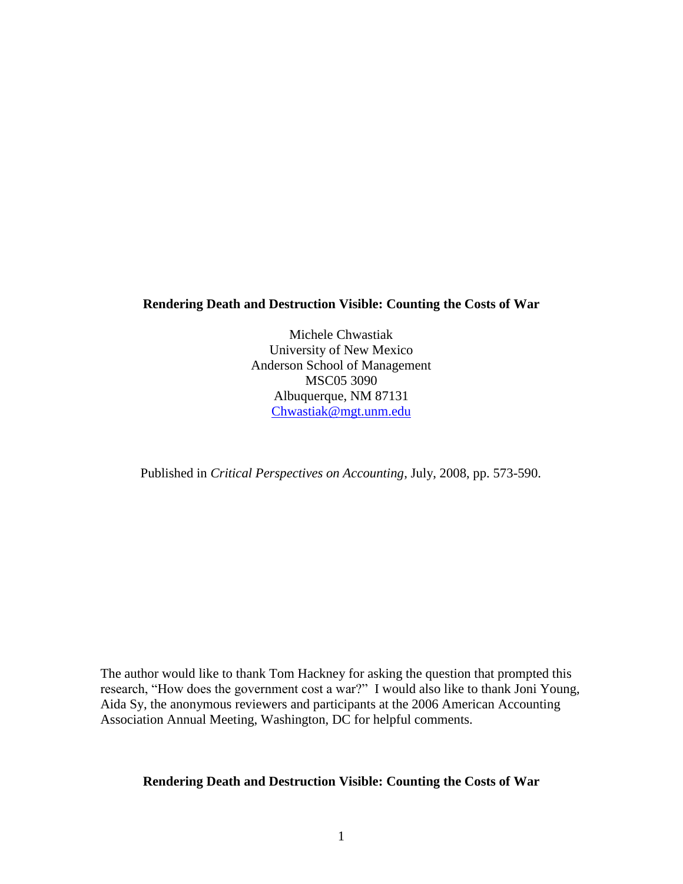**Rendering Death and Destruction Visible: Counting the Costs of War**

Michele Chwastiak
University of New Mexico
Anderson School of Management
MSC05 3090
Albuquerque, NM 87131
Chwastiak@mgt.unm.edu

Published in *Critical Perspectives on Accounting*, July, 2008, pp. 573-590.

The author would like to thank Tom Hackney for asking the question that prompted this research, "How does the government cost a war?" I would also like to thank Joni Young, Aida Sy, the anonymous reviewers and participants at the 2006 American Accounting Association Annual Meeting, Washington, DC for helpful comments.

**Rendering Death and Destruction Visible: Counting the Costs of War**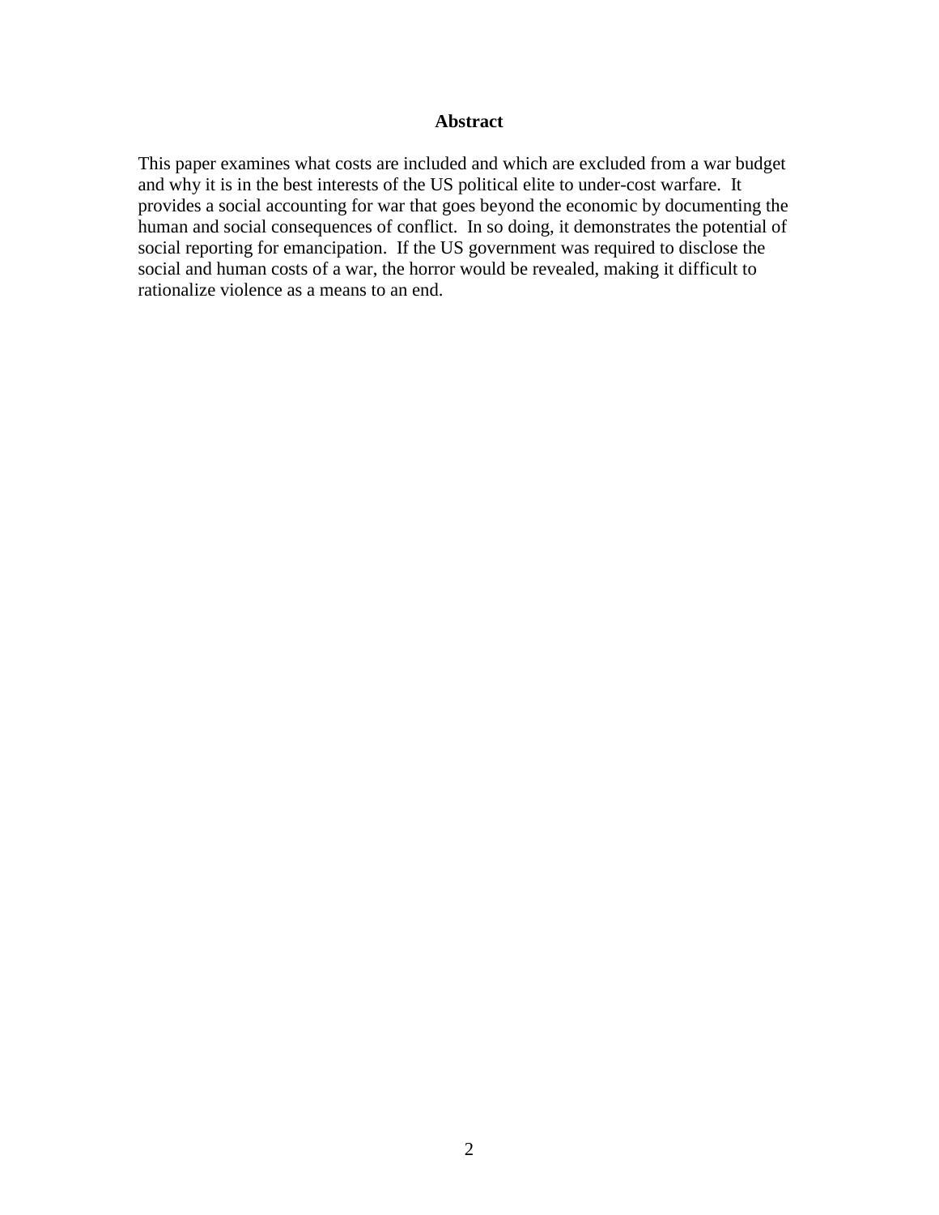## Abstract

This paper examines what costs are included and which are excluded from a war budget and why it is in the best interests of the US political elite to under-cost warfare. It provides a social accounting for war that goes beyond the economic by documenting the human and social consequences of conflict. In so doing, it demonstrates the potential of social reporting for emancipation. If the US government was required to disclose the social and human costs of a war, the horror would be revealed, making it difficult to rationalize violence as a means to an end.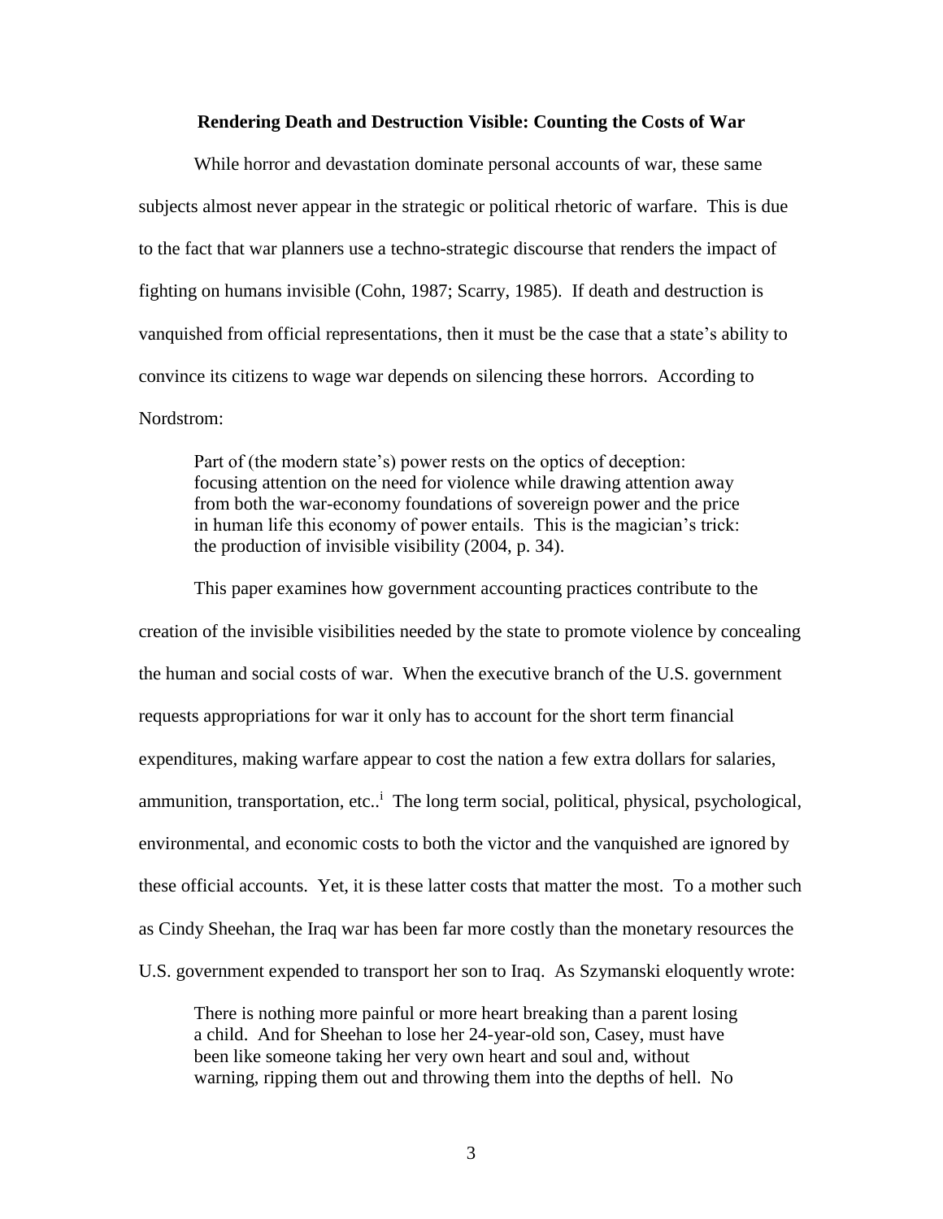**Rendering Death and Destruction Visible: Counting the Costs of War**

While horror and devastation dominate personal accounts of war, these same subjects almost never appear in the strategic or political rhetoric of warfare. This is due to the fact that war planners use a techno-strategic discourse that renders the impact of fighting on humans invisible (Cohn, 1987; Scarry, 1985). If death and destruction is vanquished from official representations, then it must be the case that a state's ability to convince its citizens to wage war depends on silencing these horrors. According to Nordstrom:

> Part of (the modern state's) power rests on the optics of deception: focusing attention on the need for violence while drawing attention away from both the war-economy foundations of sovereign power and the price in human life this economy of power entails. This is the magician's trick: the production of invisible visibility (2004, p. 34).

This paper examines how government accounting practices contribute to the creation of the invisible visibilities needed by the state to promote violence by concealing the human and social costs of war. When the executive branch of the U.S. government requests appropriations for war it only has to account for the short term financial expenditures, making warfare appear to cost the nation a few extra dollars for salaries, ammunition, transportation, etc..[i] The long term social, political, physical, psychological, environmental, and economic costs to both the victor and the vanquished are ignored by these official accounts. Yet, it is these latter costs that matter the most. To a mother such as Cindy Sheehan, the Iraq war has been far more costly than the monetary resources the U.S. government expended to transport her son to Iraq. As Szymanski eloquently wrote:

> There is nothing more painful or more heart breaking than a parent losing a child. And for Sheehan to lose her 24-year-old son, Casey, must have been like someone taking her very own heart and soul and, without warning, ripping them out and throwing them into the depths of hell. No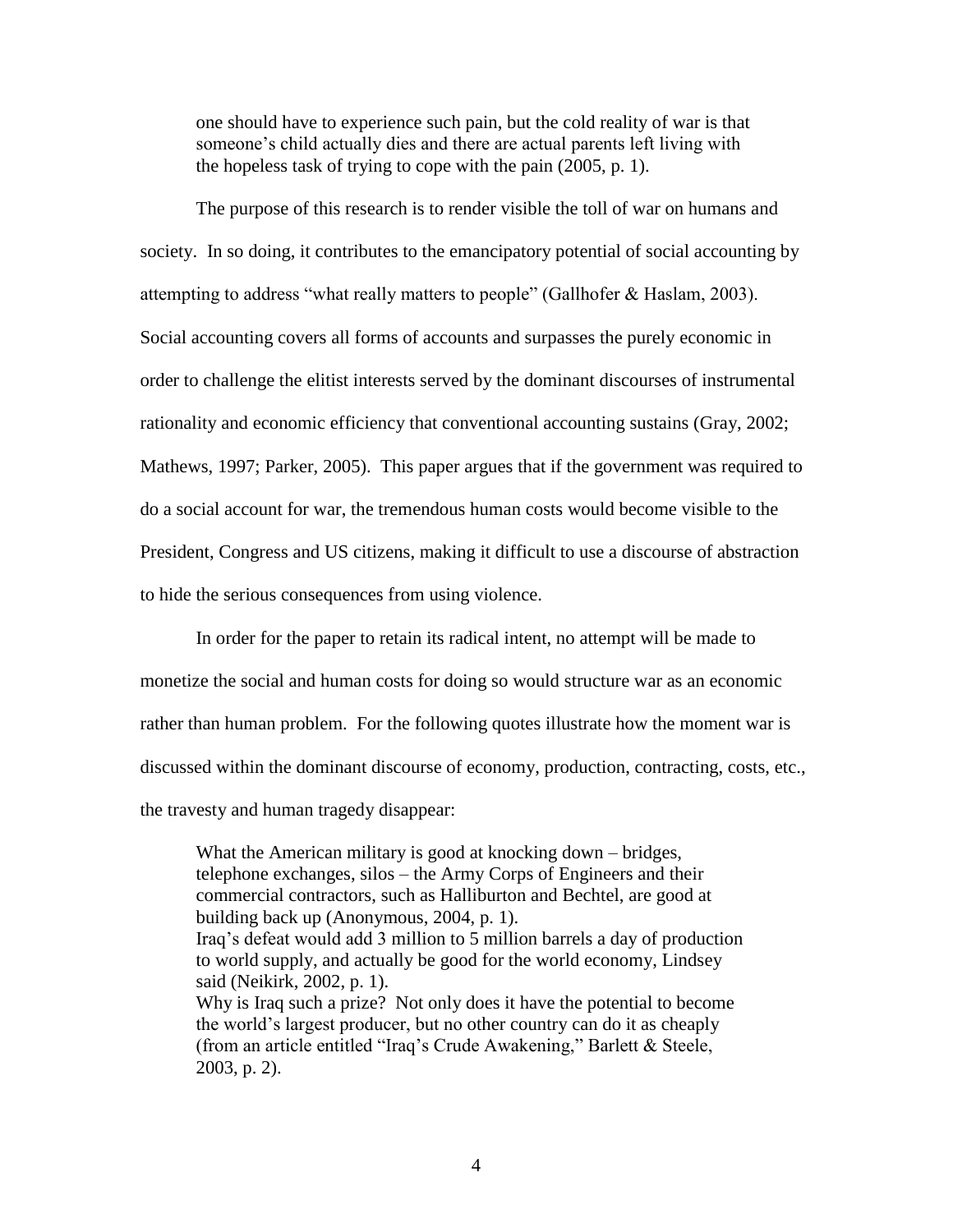> one should have to experience such pain, but the cold reality of war is that someone's child actually dies and there are actual parents left living with the hopeless task of trying to cope with the pain (2005, p. 1).

The purpose of this research is to render visible the toll of war on humans and society. In so doing, it contributes to the emancipatory potential of social accounting by attempting to address "what really matters to people" (Gallhofer & Haslam, 2003). Social accounting covers all forms of accounts and surpasses the purely economic in order to challenge the elitist interests served by the dominant discourses of instrumental rationality and economic efficiency that conventional accounting sustains (Gray, 2002; Mathews, 1997; Parker, 2005). This paper argues that if the government was required to do a social account for war, the tremendous human costs would become visible to the President, Congress and US citizens, making it difficult to use a discourse of abstraction to hide the serious consequences from using violence.

In order for the paper to retain its radical intent, no attempt will be made to monetize the social and human costs for doing so would structure war as an economic rather than human problem. For the following quotes illustrate how the moment war is discussed within the dominant discourse of economy, production, contracting, costs, etc., the travesty and human tragedy disappear:

> What the American military is good at knocking down – bridges, telephone exchanges, silos – the Army Corps of Engineers and their commercial contractors, such as Halliburton and Bechtel, are good at building back up (Anonymous, 2004, p. 1).
>
> Iraq's defeat would add 3 million to 5 million barrels a day of production to world supply, and actually be good for the world economy, Lindsey said (Neikirk, 2002, p. 1).
>
> Why is Iraq such a prize? Not only does it have the potential to become the world's largest producer, but no other country can do it as cheaply (from an article entitled "Iraq's Crude Awakening," Barlett & Steele, 2003, p. 2).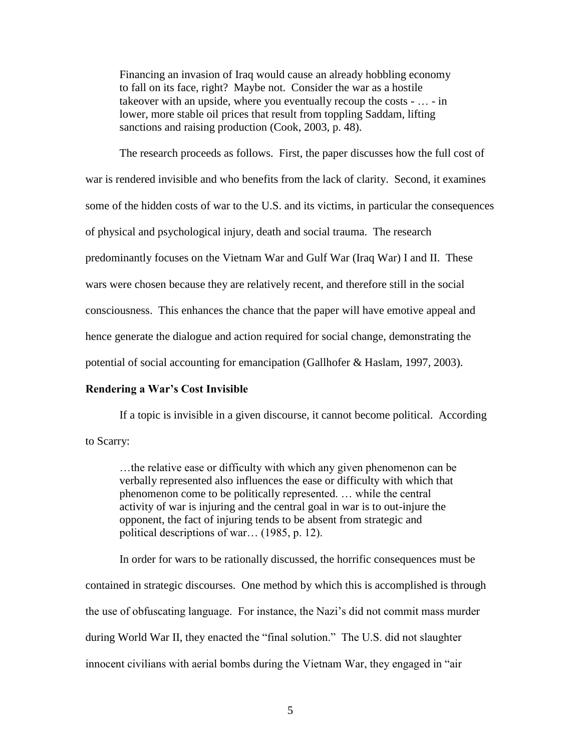> Financing an invasion of Iraq would cause an already hobbling economy to fall on its face, right? Maybe not. Consider the war as a hostile takeover with an upside, where you eventually recoup the costs - … - in lower, more stable oil prices that result from toppling Saddam, lifting sanctions and raising production (Cook, 2003, p. 48).

The research proceeds as follows. First, the paper discusses how the full cost of war is rendered invisible and who benefits from the lack of clarity. Second, it examines some of the hidden costs of war to the U.S. and its victims, in particular the consequences of physical and psychological injury, death and social trauma. The research predominantly focuses on the Vietnam War and Gulf War (Iraq War) I and II. These wars were chosen because they are relatively recent, and therefore still in the social consciousness. This enhances the chance that the paper will have emotive appeal and hence generate the dialogue and action required for social change, demonstrating the potential of social accounting for emancipation (Gallhofer & Haslam, 1997, 2003).

**Rendering a War's Cost Invisible**

If a topic is invisible in a given discourse, it cannot become political. According to Scarry:

> …the relative ease or difficulty with which any given phenomenon can be verbally represented also influences the ease or difficulty with which that phenomenon come to be politically represented. … while the central activity of war is injuring and the central goal in war is to out-injure the opponent, the fact of injuring tends to be absent from strategic and political descriptions of war… (1985, p. 12).

In order for wars to be rationally discussed, the horrific consequences must be contained in strategic discourses. One method by which this is accomplished is through the use of obfuscating language. For instance, the Nazi's did not commit mass murder during World War II, they enacted the "final solution." The U.S. did not slaughter innocent civilians with aerial bombs during the Vietnam War, they engaged in "air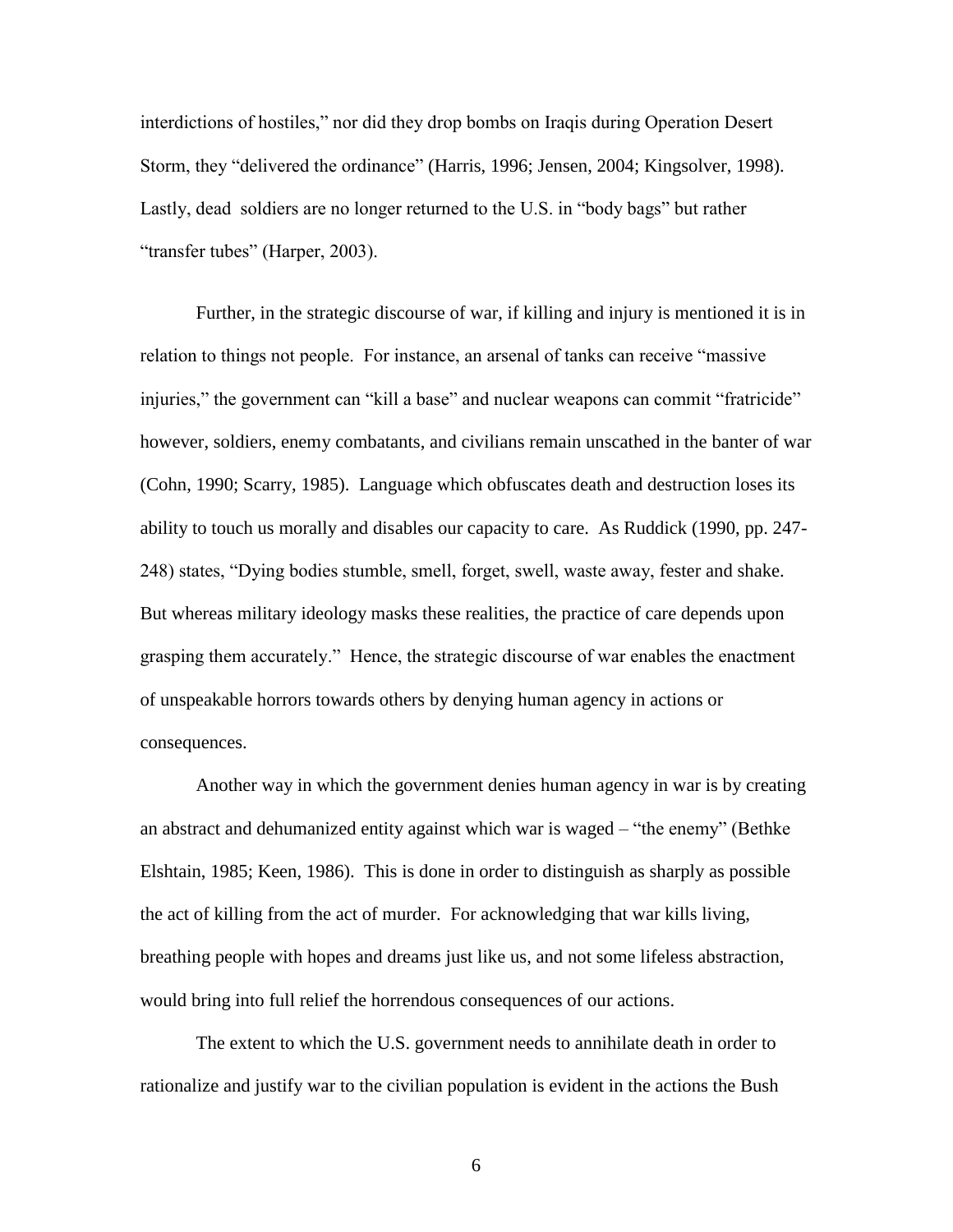interdictions of hostiles," nor did they drop bombs on Iraqis during Operation Desert Storm, they "delivered the ordinance" (Harris, 1996; Jensen, 2004; Kingsolver, 1998). Lastly, dead soldiers are no longer returned to the U.S. in "body bags" but rather "transfer tubes" (Harper, 2003).

Further, in the strategic discourse of war, if killing and injury is mentioned it is in relation to things not people. For instance, an arsenal of tanks can receive "massive injuries," the government can "kill a base" and nuclear weapons can commit "fratricide" however, soldiers, enemy combatants, and civilians remain unscathed in the banter of war (Cohn, 1990; Scarry, 1985). Language which obfuscates death and destruction loses its ability to touch us morally and disables our capacity to care. As Ruddick (1990, pp. 247-248) states, "Dying bodies stumble, smell, forget, swell, waste away, fester and shake. But whereas military ideology masks these realities, the practice of care depends upon grasping them accurately." Hence, the strategic discourse of war enables the enactment of unspeakable horrors towards others by denying human agency in actions or consequences.

Another way in which the government denies human agency in war is by creating an abstract and dehumanized entity against which war is waged – "the enemy" (Bethke Elshtain, 1985; Keen, 1986). This is done in order to distinguish as sharply as possible the act of killing from the act of murder. For acknowledging that war kills living, breathing people with hopes and dreams just like us, and not some lifeless abstraction, would bring into full relief the horrendous consequences of our actions.

The extent to which the U.S. government needs to annihilate death in order to rationalize and justify war to the civilian population is evident in the actions the Bush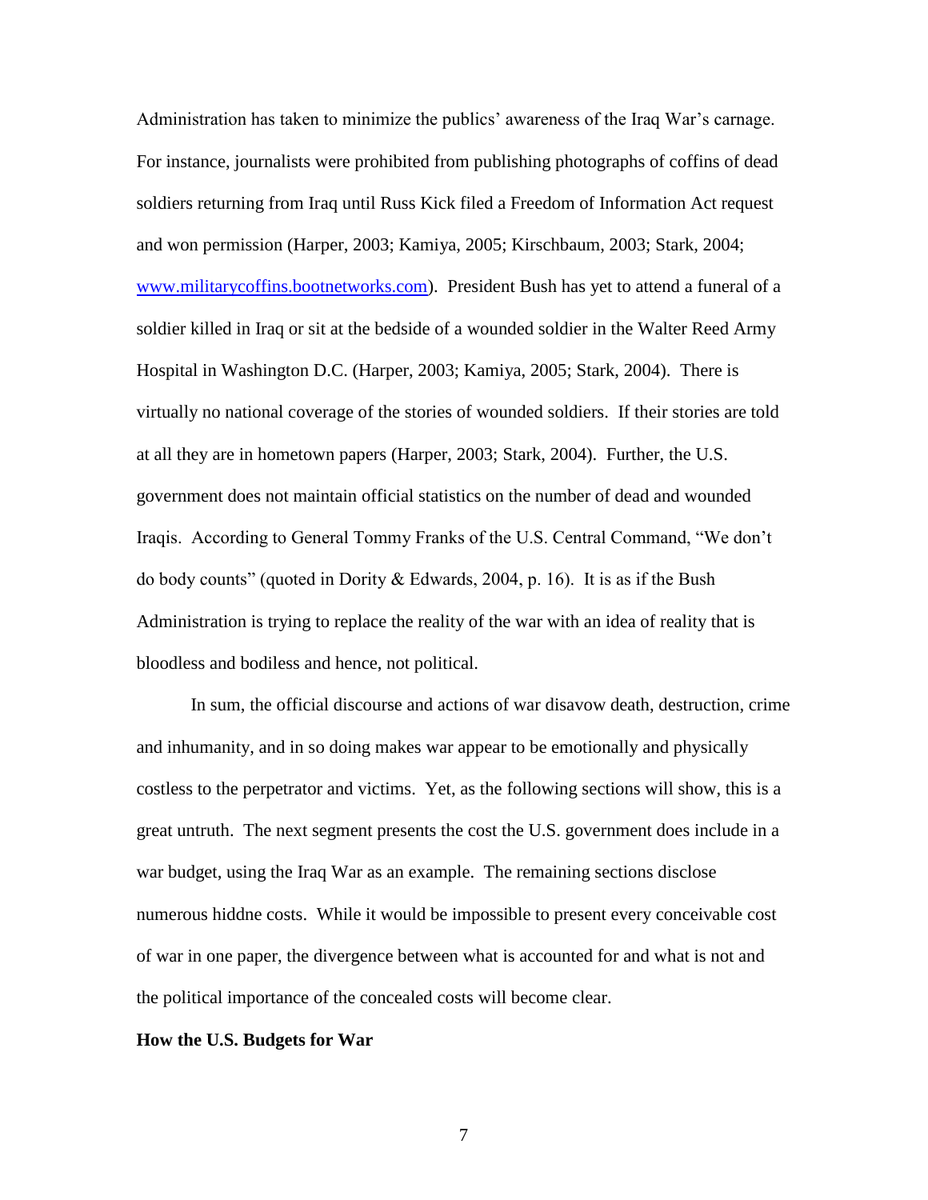Administration has taken to minimize the publics' awareness of the Iraq War's carnage. For instance, journalists were prohibited from publishing photographs of coffins of dead soldiers returning from Iraq until Russ Kick filed a Freedom of Information Act request and won permission (Harper, 2003; Kamiya, 2005; Kirschbaum, 2003; Stark, 2004; www.militarycoffins.bootnetworks.com). President Bush has yet to attend a funeral of a soldier killed in Iraq or sit at the bedside of a wounded soldier in the Walter Reed Army Hospital in Washington D.C. (Harper, 2003; Kamiya, 2005; Stark, 2004). There is virtually no national coverage of the stories of wounded soldiers. If their stories are told at all they are in hometown papers (Harper, 2003; Stark, 2004). Further, the U.S. government does not maintain official statistics on the number of dead and wounded Iraqis. According to General Tommy Franks of the U.S. Central Command, "We don't do body counts" (quoted in Dority & Edwards, 2004, p. 16). It is as if the Bush Administration is trying to replace the reality of the war with an idea of reality that is bloodless and bodiless and hence, not political.

In sum, the official discourse and actions of war disavow death, destruction, crime and inhumanity, and in so doing makes war appear to be emotionally and physically costless to the perpetrator and victims. Yet, as the following sections will show, this is a great untruth. The next segment presents the cost the U.S. government does include in a war budget, using the Iraq War as an example. The remaining sections disclose numerous hiddne costs. While it would be impossible to present every conceivable cost of war in one paper, the divergence between what is accounted for and what is not and the political importance of the concealed costs will become clear.

**How the U.S. Budgets for War**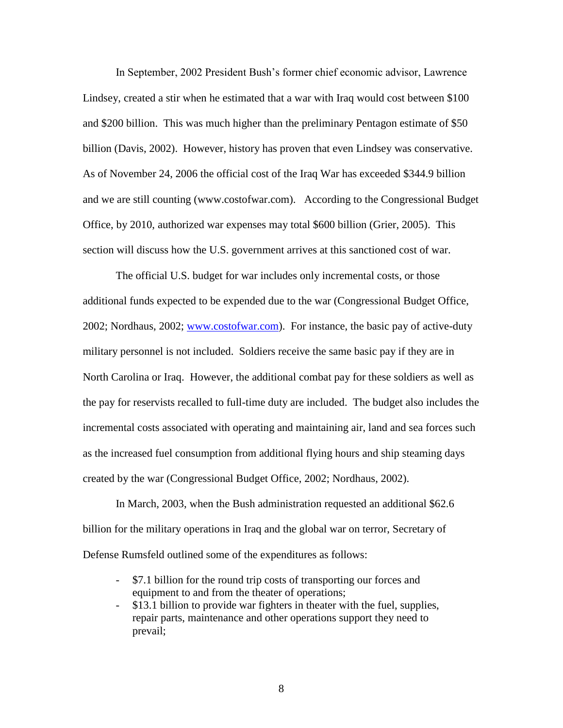In September, 2002 President Bush's former chief economic advisor, Lawrence Lindsey, created a stir when he estimated that a war with Iraq would cost between $100 and $200 billion. This was much higher than the preliminary Pentagon estimate of $50 billion (Davis, 2002). However, history has proven that even Lindsey was conservative. As of November 24, 2006 the official cost of the Iraq War has exceeded $344.9 billion and we are still counting (www.costofwar.com). According to the Congressional Budget Office, by 2010, authorized war expenses may total $600 billion (Grier, 2005). This section will discuss how the U.S. government arrives at this sanctioned cost of war.

The official U.S. budget for war includes only incremental costs, or those additional funds expected to be expended due to the war (Congressional Budget Office, 2002; Nordhaus, 2002; www.costofwar.com). For instance, the basic pay of active-duty military personnel is not included. Soldiers receive the same basic pay if they are in North Carolina or Iraq. However, the additional combat pay for these soldiers as well as the pay for reservists recalled to full-time duty are included. The budget also includes the incremental costs associated with operating and maintaining air, land and sea forces such as the increased fuel consumption from additional flying hours and ship steaming days created by the war (Congressional Budget Office, 2002; Nordhaus, 2002).

In March, 2003, when the Bush administration requested an additional $62.6 billion for the military operations in Iraq and the global war on terror, Secretary of Defense Rumsfeld outlined some of the expenditures as follows:

- $7.1 billion for the round trip costs of transporting our forces and equipment to and from the theater of operations;
- $13.1 billion to provide war fighters in theater with the fuel, supplies, repair parts, maintenance and other operations support they need to prevail;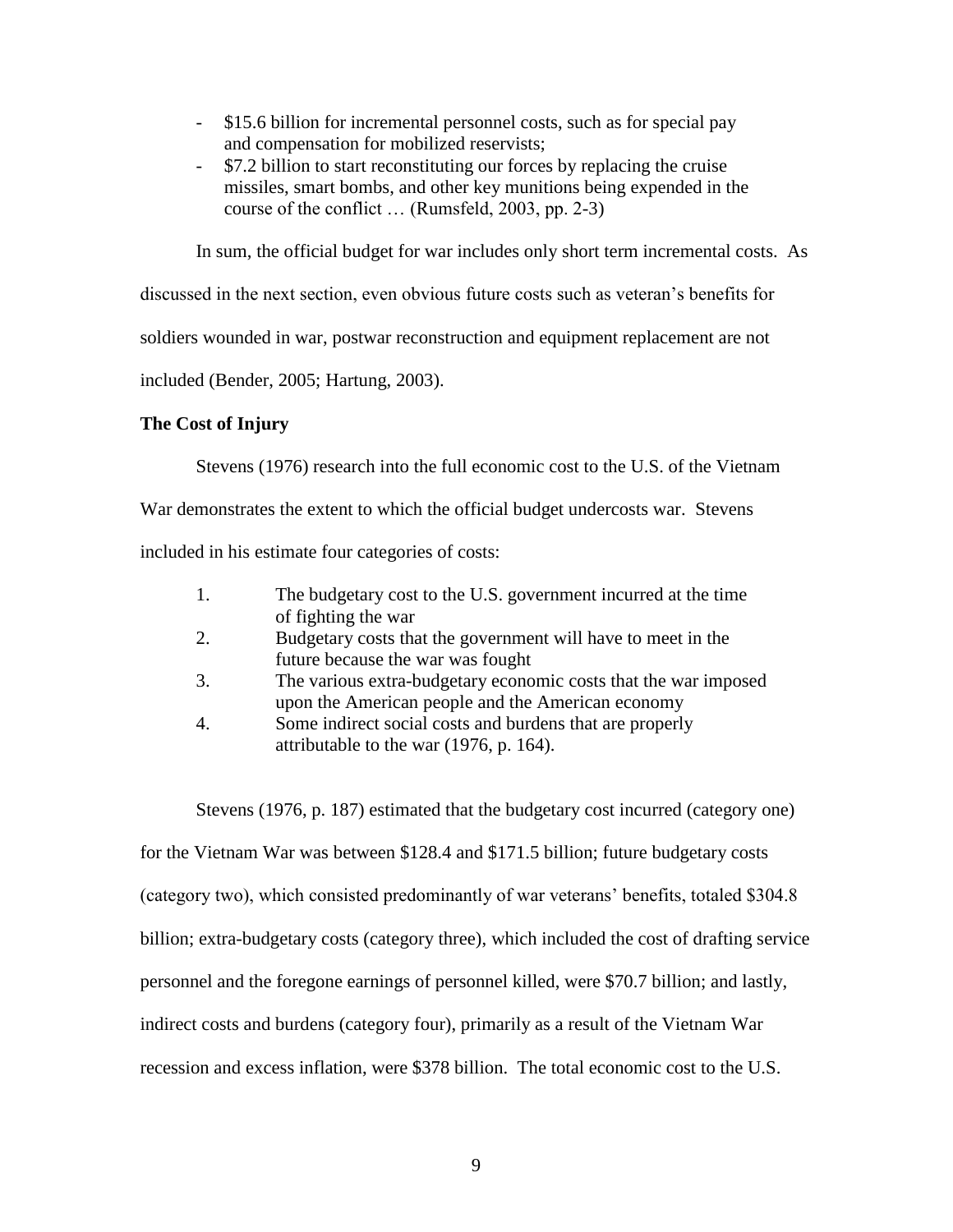- $15.6 billion for incremental personnel costs, such as for special pay and compensation for mobilized reservists;
- $7.2 billion to start reconstituting our forces by replacing the cruise missiles, smart bombs, and other key munitions being expended in the course of the conflict … (Rumsfeld, 2003, pp. 2-3)

In sum, the official budget for war includes only short term incremental costs. As discussed in the next section, even obvious future costs such as veteran's benefits for soldiers wounded in war, postwar reconstruction and equipment replacement are not included (Bender, 2005; Hartung, 2003).

**The Cost of Injury**

Stevens (1976) research into the full economic cost to the U.S. of the Vietnam War demonstrates the extent to which the official budget undercosts war. Stevens included in his estimate four categories of costs:

1. The budgetary cost to the U.S. government incurred at the time of fighting the war
2. Budgetary costs that the government will have to meet in the future because the war was fought
3. The various extra-budgetary economic costs that the war imposed upon the American people and the American economy
4. Some indirect social costs and burdens that are properly attributable to the war (1976, p. 164).

Stevens (1976, p. 187) estimated that the budgetary cost incurred (category one) for the Vietnam War was between $128.4 and $171.5 billion; future budgetary costs (category two), which consisted predominantly of war veterans' benefits, totaled $304.8 billion; extra-budgetary costs (category three), which included the cost of drafting service personnel and the foregone earnings of personnel killed, were $70.7 billion; and lastly, indirect costs and burdens (category four), primarily as a result of the Vietnam War recession and excess inflation, were $378 billion. The total economic cost to the U.S.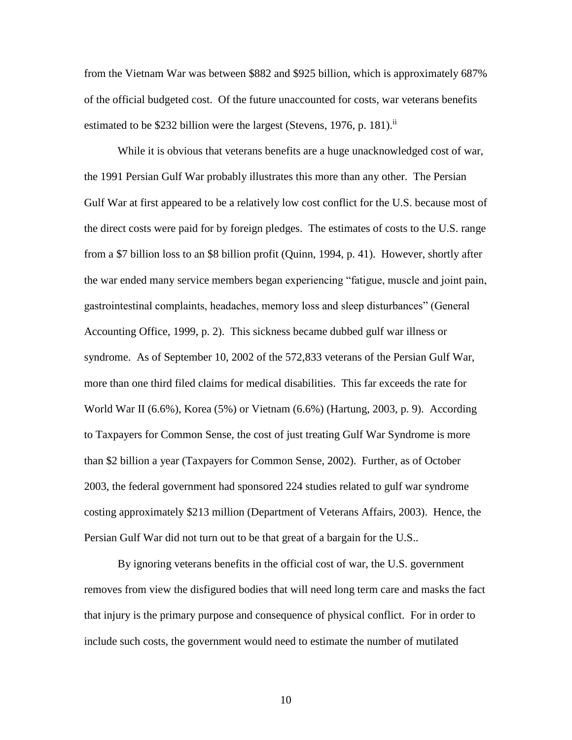from the Vietnam War was between $882 and $925 billion, which is approximately 687% of the official budgeted cost. Of the future unaccounted for costs, war veterans benefits estimated to be $232 billion were the largest (Stevens, 1976, p. 181).[ii]

While it is obvious that veterans benefits are a huge unacknowledged cost of war, the 1991 Persian Gulf War probably illustrates this more than any other. The Persian Gulf War at first appeared to be a relatively low cost conflict for the U.S. because most of the direct costs were paid for by foreign pledges. The estimates of costs to the U.S. range from a $7 billion loss to an $8 billion profit (Quinn, 1994, p. 41). However, shortly after the war ended many service members began experiencing "fatigue, muscle and joint pain, gastrointestinal complaints, headaches, memory loss and sleep disturbances" (General Accounting Office, 1999, p. 2). This sickness became dubbed gulf war illness or syndrome. As of September 10, 2002 of the 572,833 veterans of the Persian Gulf War, more than one third filed claims for medical disabilities. This far exceeds the rate for World War II (6.6%), Korea (5%) or Vietnam (6.6%) (Hartung, 2003, p. 9). According to Taxpayers for Common Sense, the cost of just treating Gulf War Syndrome is more than $2 billion a year (Taxpayers for Common Sense, 2002). Further, as of October 2003, the federal government had sponsored 224 studies related to gulf war syndrome costing approximately $213 million (Department of Veterans Affairs, 2003). Hence, the Persian Gulf War did not turn out to be that great of a bargain for the U.S..

By ignoring veterans benefits in the official cost of war, the U.S. government removes from view the disfigured bodies that will need long term care and masks the fact that injury is the primary purpose and consequence of physical conflict. For in order to include such costs, the government would need to estimate the number of mutilated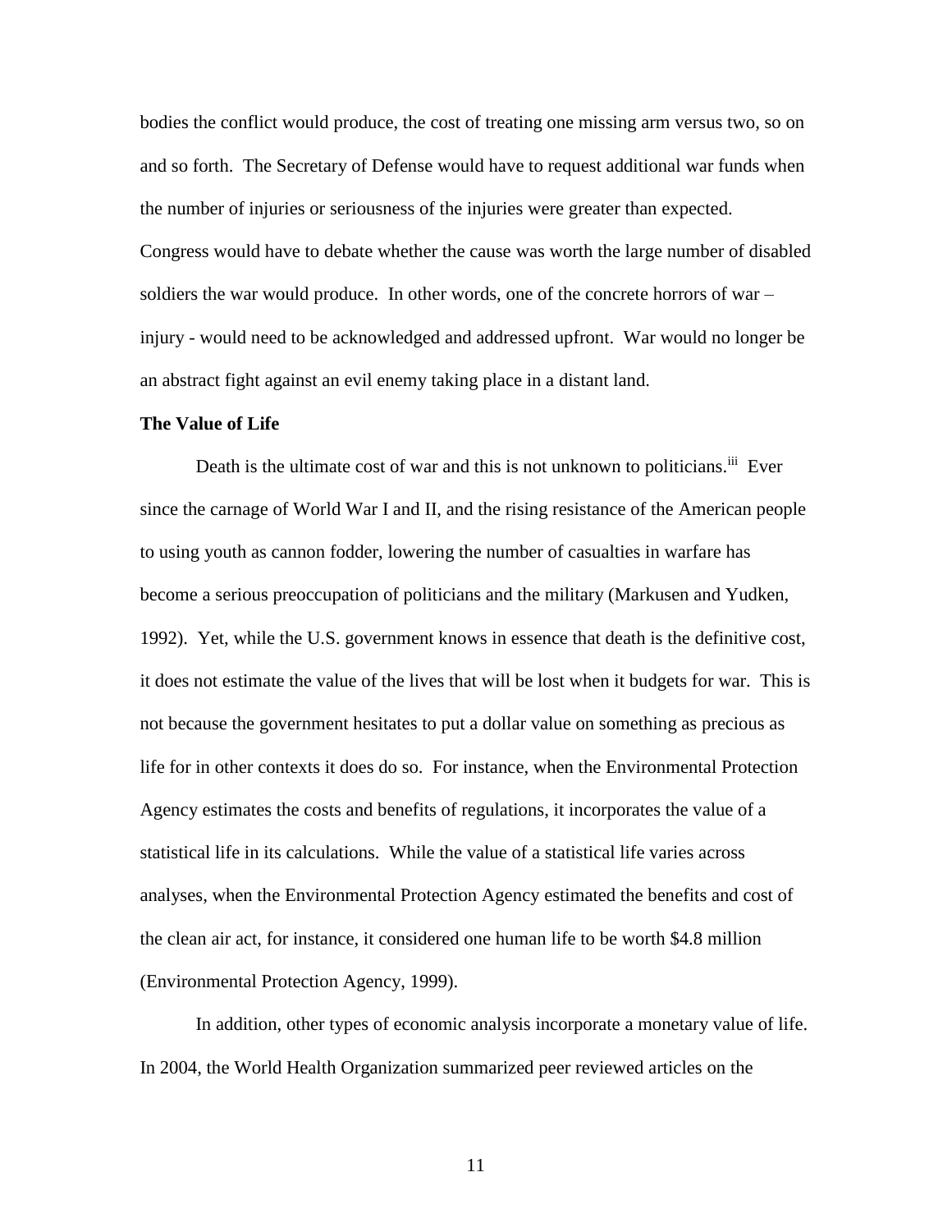bodies the conflict would produce, the cost of treating one missing arm versus two, so on and so forth. The Secretary of Defense would have to request additional war funds when the number of injuries or seriousness of the injuries were greater than expected. Congress would have to debate whether the cause was worth the large number of disabled soldiers the war would produce. In other words, one of the concrete horrors of war – injury - would need to be acknowledged and addressed upfront. War would no longer be an abstract fight against an evil enemy taking place in a distant land.

**The Value of Life**

Death is the ultimate cost of war and this is not unknown to politicians.[iii] Ever since the carnage of World War I and II, and the rising resistance of the American people to using youth as cannon fodder, lowering the number of casualties in warfare has become a serious preoccupation of politicians and the military (Markusen and Yudken, 1992). Yet, while the U.S. government knows in essence that death is the definitive cost, it does not estimate the value of the lives that will be lost when it budgets for war. This is not because the government hesitates to put a dollar value on something as precious as life for in other contexts it does do so. For instance, when the Environmental Protection Agency estimates the costs and benefits of regulations, it incorporates the value of a statistical life in its calculations. While the value of a statistical life varies across analyses, when the Environmental Protection Agency estimated the benefits and cost of the clean air act, for instance, it considered one human life to be worth $4.8 million (Environmental Protection Agency, 1999).

In addition, other types of economic analysis incorporate a monetary value of life. In 2004, the World Health Organization summarized peer reviewed articles on the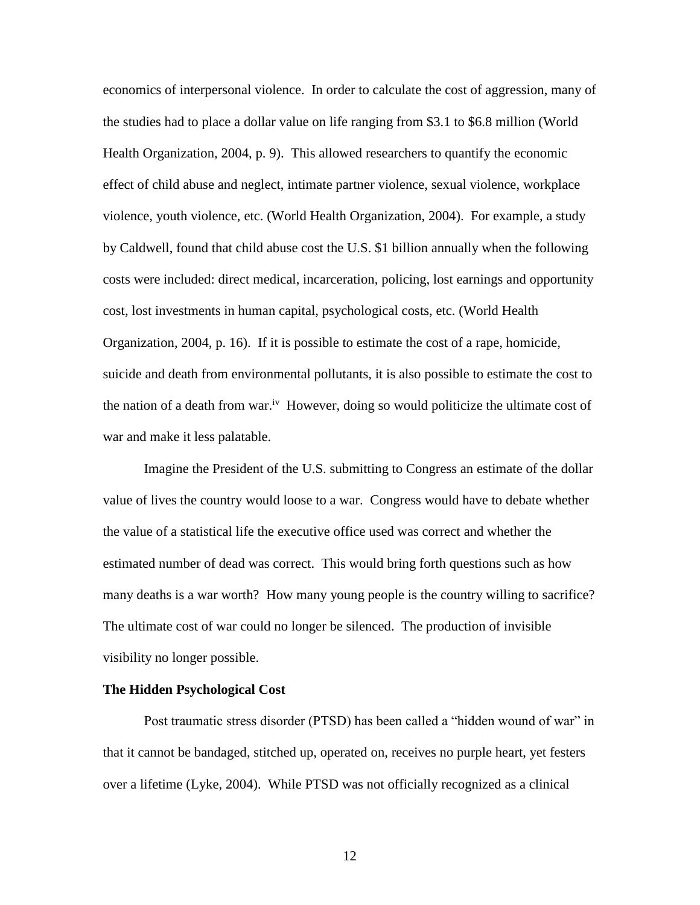economics of interpersonal violence. In order to calculate the cost of aggression, many of the studies had to place a dollar value on life ranging from $3.1 to $6.8 million (World Health Organization, 2004, p. 9). This allowed researchers to quantify the economic effect of child abuse and neglect, intimate partner violence, sexual violence, workplace violence, youth violence, etc. (World Health Organization, 2004). For example, a study by Caldwell, found that child abuse cost the U.S. $1 billion annually when the following costs were included: direct medical, incarceration, policing, lost earnings and opportunity cost, lost investments in human capital, psychological costs, etc. (World Health Organization, 2004, p. 16). If it is possible to estimate the cost of a rape, homicide, suicide and death from environmental pollutants, it is also possible to estimate the cost to the nation of a death from war.[iv] However, doing so would politicize the ultimate cost of war and make it less palatable.

Imagine the President of the U.S. submitting to Congress an estimate of the dollar value of lives the country would loose to a war. Congress would have to debate whether the value of a statistical life the executive office used was correct and whether the estimated number of dead was correct. This would bring forth questions such as how many deaths is a war worth? How many young people is the country willing to sacrifice? The ultimate cost of war could no longer be silenced. The production of invisible visibility no longer possible.

**The Hidden Psychological Cost**

Post traumatic stress disorder (PTSD) has been called a "hidden wound of war" in that it cannot be bandaged, stitched up, operated on, receives no purple heart, yet festers over a lifetime (Lyke, 2004). While PTSD was not officially recognized as a clinical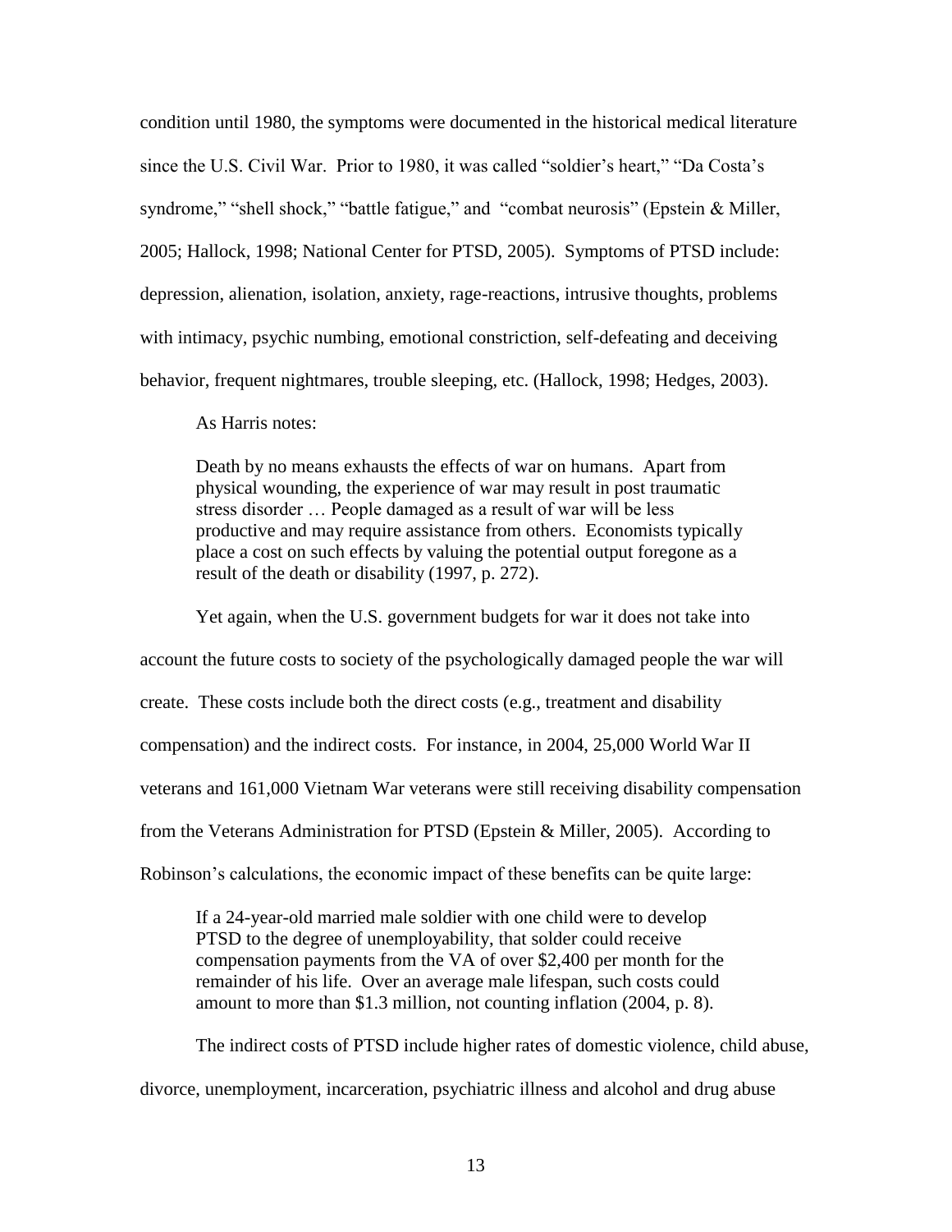condition until 1980, the symptoms were documented in the historical medical literature since the U.S. Civil War. Prior to 1980, it was called "soldier's heart," "Da Costa's syndrome," "shell shock," "battle fatigue," and "combat neurosis" (Epstein & Miller, 2005; Hallock, 1998; National Center for PTSD, 2005). Symptoms of PTSD include: depression, alienation, isolation, anxiety, rage-reactions, intrusive thoughts, problems with intimacy, psychic numbing, emotional constriction, self-defeating and deceiving behavior, frequent nightmares, trouble sleeping, etc. (Hallock, 1998; Hedges, 2003).

As Harris notes:

> Death by no means exhausts the effects of war on humans. Apart from physical wounding, the experience of war may result in post traumatic stress disorder … People damaged as a result of war will be less productive and may require assistance from others. Economists typically place a cost on such effects by valuing the potential output foregone as a result of the death or disability (1997, p. 272).

Yet again, when the U.S. government budgets for war it does not take into account the future costs to society of the psychologically damaged people the war will create. These costs include both the direct costs (e.g., treatment and disability compensation) and the indirect costs. For instance, in 2004, 25,000 World War II veterans and 161,000 Vietnam War veterans were still receiving disability compensation from the Veterans Administration for PTSD (Epstein & Miller, 2005). According to Robinson's calculations, the economic impact of these benefits can be quite large:

> If a 24-year-old married male soldier with one child were to develop PTSD to the degree of unemployability, that solder could receive compensation payments from the VA of over $2,400 per month for the remainder of his life. Over an average male lifespan, such costs could amount to more than $1.3 million, not counting inflation (2004, p. 8).

The indirect costs of PTSD include higher rates of domestic violence, child abuse, divorce, unemployment, incarceration, psychiatric illness and alcohol and drug abuse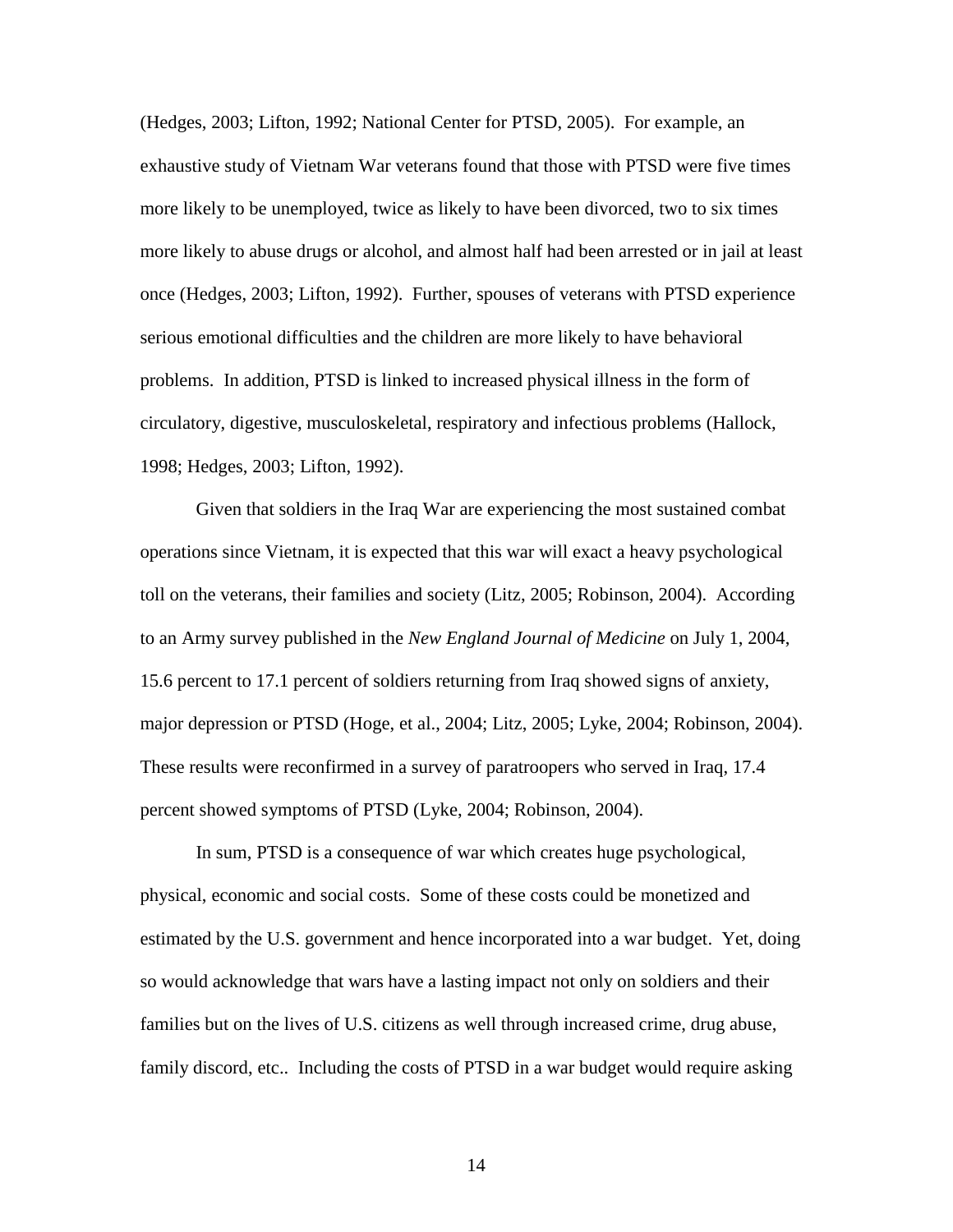(Hedges, 2003; Lifton, 1992; National Center for PTSD, 2005). For example, an exhaustive study of Vietnam War veterans found that those with PTSD were five times more likely to be unemployed, twice as likely to have been divorced, two to six times more likely to abuse drugs or alcohol, and almost half had been arrested or in jail at least once (Hedges, 2003; Lifton, 1992). Further, spouses of veterans with PTSD experience serious emotional difficulties and the children are more likely to have behavioral problems. In addition, PTSD is linked to increased physical illness in the form of circulatory, digestive, musculoskeletal, respiratory and infectious problems (Hallock, 1998; Hedges, 2003; Lifton, 1992).

Given that soldiers in the Iraq War are experiencing the most sustained combat operations since Vietnam, it is expected that this war will exact a heavy psychological toll on the veterans, their families and society (Litz, 2005; Robinson, 2004). According to an Army survey published in the *New England Journal of Medicine* on July 1, 2004, 15.6 percent to 17.1 percent of soldiers returning from Iraq showed signs of anxiety, major depression or PTSD (Hoge, et al., 2004; Litz, 2005; Lyke, 2004; Robinson, 2004). These results were reconfirmed in a survey of paratroopers who served in Iraq, 17.4 percent showed symptoms of PTSD (Lyke, 2004; Robinson, 2004).

In sum, PTSD is a consequence of war which creates huge psychological, physical, economic and social costs. Some of these costs could be monetized and estimated by the U.S. government and hence incorporated into a war budget. Yet, doing so would acknowledge that wars have a lasting impact not only on soldiers and their families but on the lives of U.S. citizens as well through increased crime, drug abuse, family discord, etc.. Including the costs of PTSD in a war budget would require asking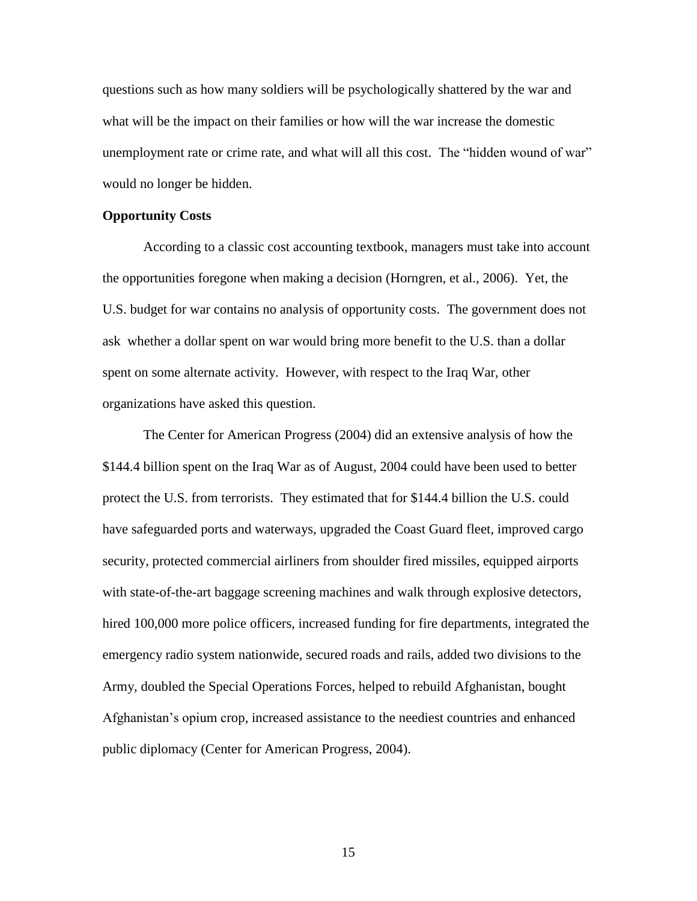questions such as how many soldiers will be psychologically shattered by the war and what will be the impact on their families or how will the war increase the domestic unemployment rate or crime rate, and what will all this cost. The "hidden wound of war" would no longer be hidden.

**Opportunity Costs**

According to a classic cost accounting textbook, managers must take into account the opportunities foregone when making a decision (Horngren, et al., 2006). Yet, the U.S. budget for war contains no analysis of opportunity costs. The government does not ask whether a dollar spent on war would bring more benefit to the U.S. than a dollar spent on some alternate activity. However, with respect to the Iraq War, other organizations have asked this question.

The Center for American Progress (2004) did an extensive analysis of how the $144.4 billion spent on the Iraq War as of August, 2004 could have been used to better protect the U.S. from terrorists. They estimated that for $144.4 billion the U.S. could have safeguarded ports and waterways, upgraded the Coast Guard fleet, improved cargo security, protected commercial airliners from shoulder fired missiles, equipped airports with state-of-the-art baggage screening machines and walk through explosive detectors, hired 100,000 more police officers, increased funding for fire departments, integrated the emergency radio system nationwide, secured roads and rails, added two divisions to the Army, doubled the Special Operations Forces, helped to rebuild Afghanistan, bought Afghanistan's opium crop, increased assistance to the neediest countries and enhanced public diplomacy (Center for American Progress, 2004).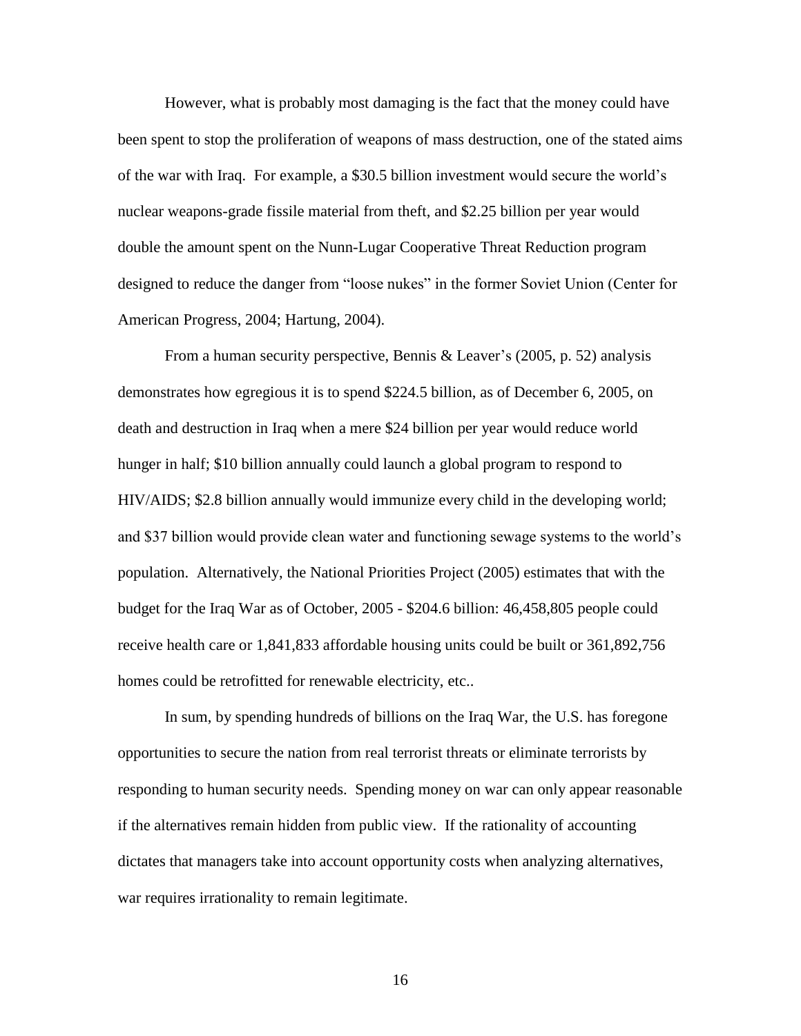However, what is probably most damaging is the fact that the money could have been spent to stop the proliferation of weapons of mass destruction, one of the stated aims of the war with Iraq. For example, a $30.5 billion investment would secure the world's nuclear weapons-grade fissile material from theft, and $2.25 billion per year would double the amount spent on the Nunn-Lugar Cooperative Threat Reduction program designed to reduce the danger from "loose nukes" in the former Soviet Union (Center for American Progress, 2004; Hartung, 2004).

From a human security perspective, Bennis & Leaver's (2005, p. 52) analysis demonstrates how egregious it is to spend $224.5 billion, as of December 6, 2005, on death and destruction in Iraq when a mere $24 billion per year would reduce world hunger in half; $10 billion annually could launch a global program to respond to HIV/AIDS; $2.8 billion annually would immunize every child in the developing world; and $37 billion would provide clean water and functioning sewage systems to the world's population. Alternatively, the National Priorities Project (2005) estimates that with the budget for the Iraq War as of October, 2005 - $204.6 billion: 46,458,805 people could receive health care or 1,841,833 affordable housing units could be built or 361,892,756 homes could be retrofitted for renewable electricity, etc..

In sum, by spending hundreds of billions on the Iraq War, the U.S. has foregone opportunities to secure the nation from real terrorist threats or eliminate terrorists by responding to human security needs. Spending money on war can only appear reasonable if the alternatives remain hidden from public view. If the rationality of accounting dictates that managers take into account opportunity costs when analyzing alternatives, war requires irrationality to remain legitimate.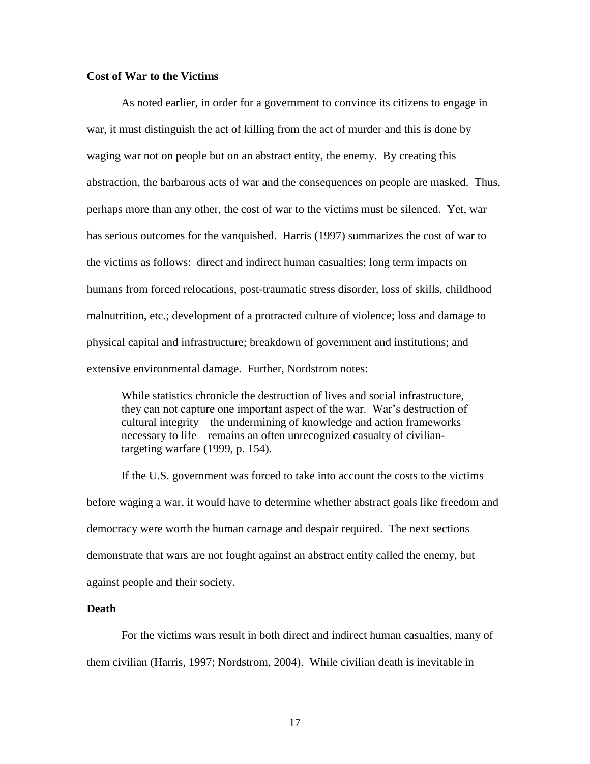**Cost of War to the Victims**

As noted earlier, in order for a government to convince its citizens to engage in war, it must distinguish the act of killing from the act of murder and this is done by waging war not on people but on an abstract entity, the enemy. By creating this abstraction, the barbarous acts of war and the consequences on people are masked. Thus, perhaps more than any other, the cost of war to the victims must be silenced. Yet, war has serious outcomes for the vanquished. Harris (1997) summarizes the cost of war to the victims as follows: direct and indirect human casualties; long term impacts on humans from forced relocations, post-traumatic stress disorder, loss of skills, childhood malnutrition, etc.; development of a protracted culture of violence; loss and damage to physical capital and infrastructure; breakdown of government and institutions; and extensive environmental damage. Further, Nordstrom notes:

> While statistics chronicle the destruction of lives and social infrastructure, they can not capture one important aspect of the war. War's destruction of cultural integrity – the undermining of knowledge and action frameworks necessary to life – remains an often unrecognized casualty of civilian-targeting warfare (1999, p. 154).

If the U.S. government was forced to take into account the costs to the victims before waging a war, it would have to determine whether abstract goals like freedom and democracy were worth the human carnage and despair required. The next sections demonstrate that wars are not fought against an abstract entity called the enemy, but against people and their society.

**Death**

For the victims wars result in both direct and indirect human casualties, many of them civilian (Harris, 1997; Nordstrom, 2004). While civilian death is inevitable in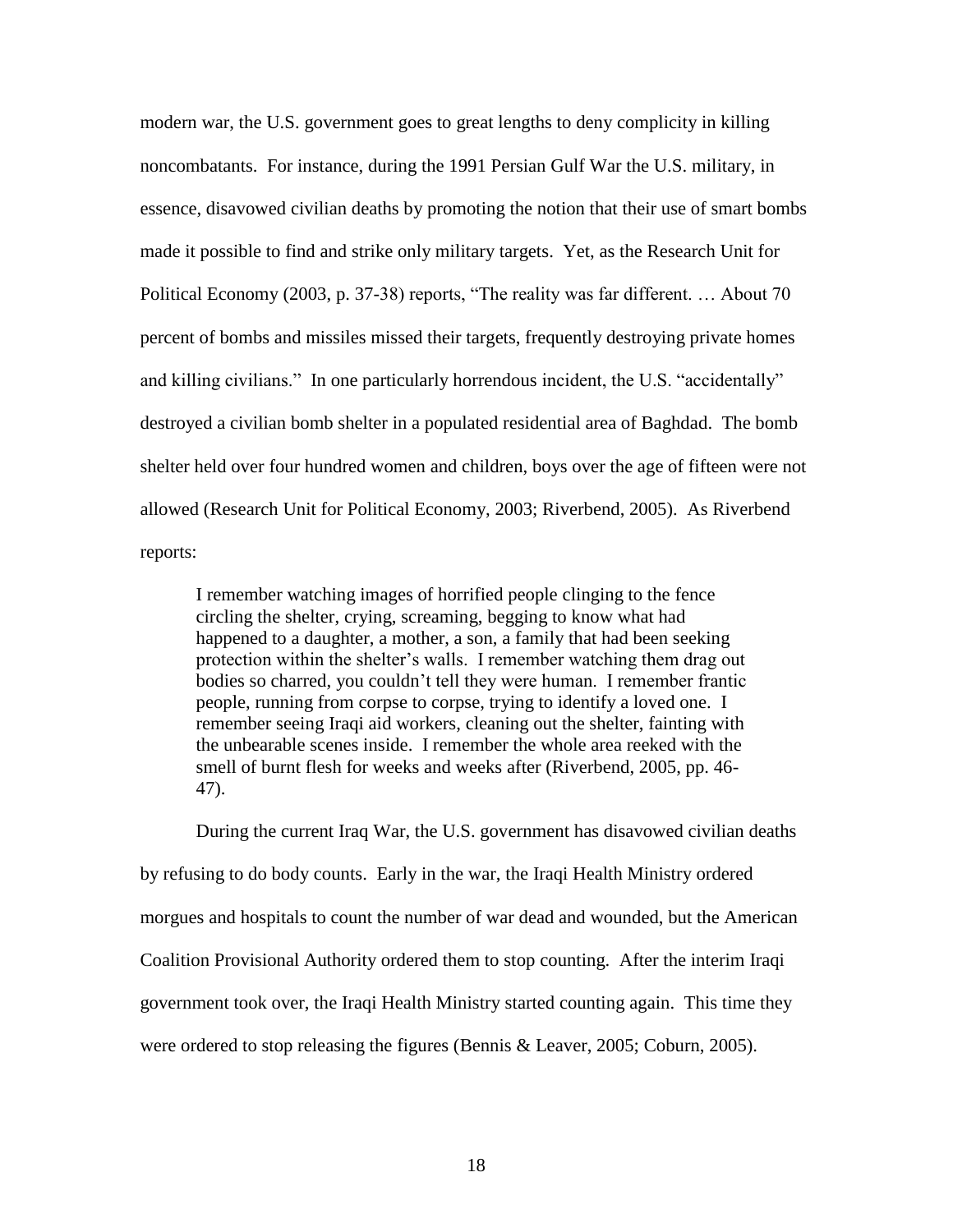modern war, the U.S. government goes to great lengths to deny complicity in killing noncombatants. For instance, during the 1991 Persian Gulf War the U.S. military, in essence, disavowed civilian deaths by promoting the notion that their use of smart bombs made it possible to find and strike only military targets. Yet, as the Research Unit for Political Economy (2003, p. 37-38) reports, "The reality was far different. … About 70 percent of bombs and missiles missed their targets, frequently destroying private homes and killing civilians." In one particularly horrendous incident, the U.S. "accidentally" destroyed a civilian bomb shelter in a populated residential area of Baghdad. The bomb shelter held over four hundred women and children, boys over the age of fifteen were not allowed (Research Unit for Political Economy, 2003; Riverbend, 2005). As Riverbend reports:

> I remember watching images of horrified people clinging to the fence circling the shelter, crying, screaming, begging to know what had happened to a daughter, a mother, a son, a family that had been seeking protection within the shelter's walls. I remember watching them drag out bodies so charred, you couldn't tell they were human. I remember frantic people, running from corpse to corpse, trying to identify a loved one. I remember seeing Iraqi aid workers, cleaning out the shelter, fainting with the unbearable scenes inside. I remember the whole area reeked with the smell of burnt flesh for weeks and weeks after (Riverbend, 2005, pp. 46-47).

During the current Iraq War, the U.S. government has disavowed civilian deaths by refusing to do body counts. Early in the war, the Iraqi Health Ministry ordered morgues and hospitals to count the number of war dead and wounded, but the American Coalition Provisional Authority ordered them to stop counting. After the interim Iraqi government took over, the Iraqi Health Ministry started counting again. This time they were ordered to stop releasing the figures (Bennis & Leaver, 2005; Coburn, 2005).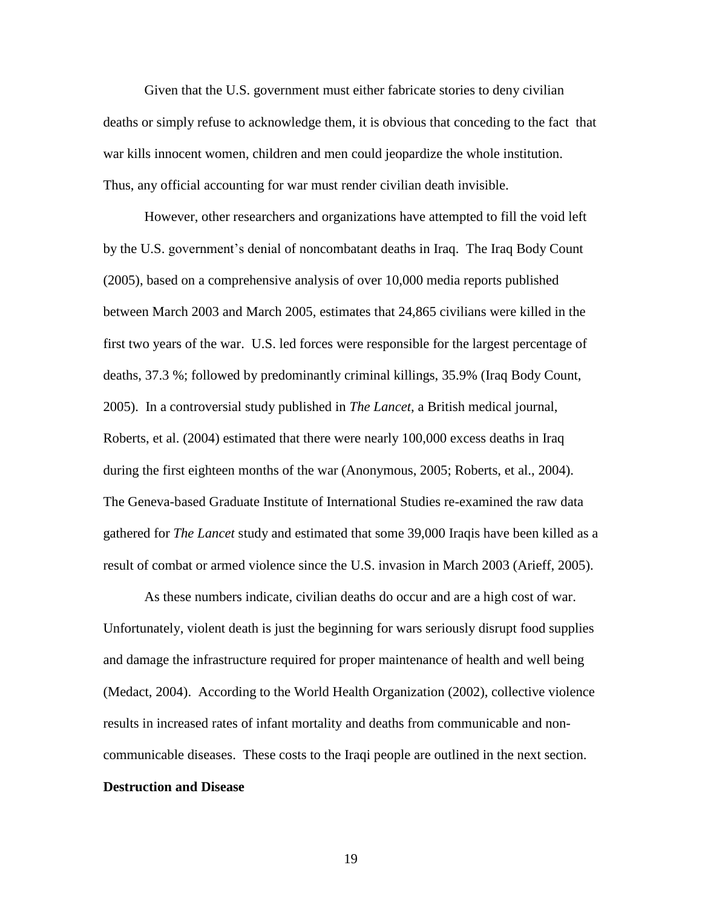Given that the U.S. government must either fabricate stories to deny civilian deaths or simply refuse to acknowledge them, it is obvious that conceding to the fact that war kills innocent women, children and men could jeopardize the whole institution. Thus, any official accounting for war must render civilian death invisible.

However, other researchers and organizations have attempted to fill the void left by the U.S. government's denial of noncombatant deaths in Iraq. The Iraq Body Count (2005), based on a comprehensive analysis of over 10,000 media reports published between March 2003 and March 2005, estimates that 24,865 civilians were killed in the first two years of the war. U.S. led forces were responsible for the largest percentage of deaths, 37.3 %; followed by predominantly criminal killings, 35.9% (Iraq Body Count, 2005). In a controversial study published in *The Lancet*, a British medical journal, Roberts, et al. (2004) estimated that there were nearly 100,000 excess deaths in Iraq during the first eighteen months of the war (Anonymous, 2005; Roberts, et al., 2004). The Geneva-based Graduate Institute of International Studies re-examined the raw data gathered for *The Lancet* study and estimated that some 39,000 Iraqis have been killed as a result of combat or armed violence since the U.S. invasion in March 2003 (Arieff, 2005).

As these numbers indicate, civilian deaths do occur and are a high cost of war. Unfortunately, violent death is just the beginning for wars seriously disrupt food supplies and damage the infrastructure required for proper maintenance of health and well being (Medact, 2004). According to the World Health Organization (2002), collective violence results in increased rates of infant mortality and deaths from communicable and non-communicable diseases. These costs to the Iraqi people are outlined in the next section.

**Destruction and Disease**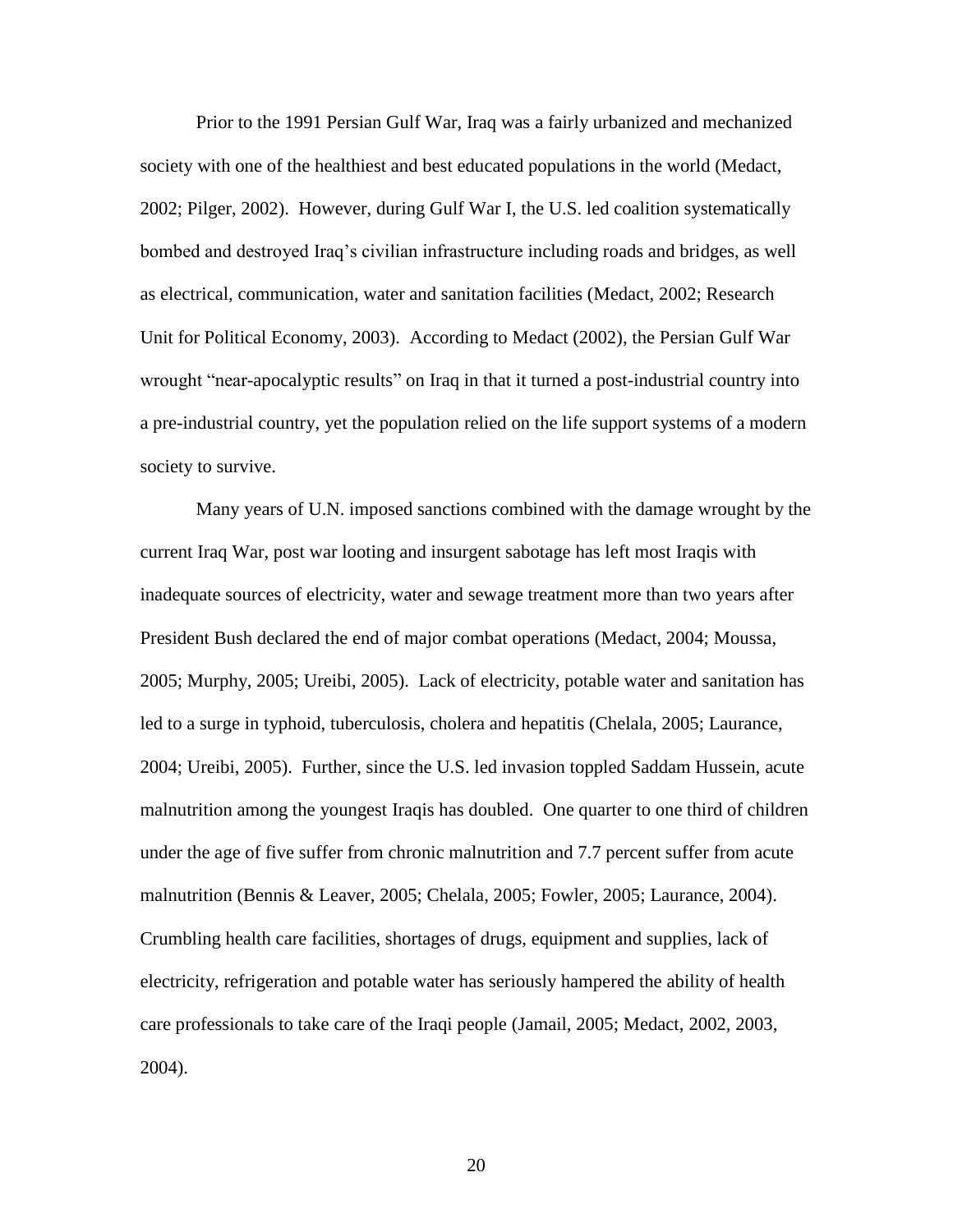Prior to the 1991 Persian Gulf War, Iraq was a fairly urbanized and mechanized society with one of the healthiest and best educated populations in the world (Medact, 2002; Pilger, 2002). However, during Gulf War I, the U.S. led coalition systematically bombed and destroyed Iraq's civilian infrastructure including roads and bridges, as well as electrical, communication, water and sanitation facilities (Medact, 2002; Research Unit for Political Economy, 2003). According to Medact (2002), the Persian Gulf War wrought "near-apocalyptic results" on Iraq in that it turned a post-industrial country into a pre-industrial country, yet the population relied on the life support systems of a modern society to survive.

Many years of U.N. imposed sanctions combined with the damage wrought by the current Iraq War, post war looting and insurgent sabotage has left most Iraqis with inadequate sources of electricity, water and sewage treatment more than two years after President Bush declared the end of major combat operations (Medact, 2004; Moussa, 2005; Murphy, 2005; Ureibi, 2005). Lack of electricity, potable water and sanitation has led to a surge in typhoid, tuberculosis, cholera and hepatitis (Chelala, 2005; Laurance, 2004; Ureibi, 2005). Further, since the U.S. led invasion toppled Saddam Hussein, acute malnutrition among the youngest Iraqis has doubled. One quarter to one third of children under the age of five suffer from chronic malnutrition and 7.7 percent suffer from acute malnutrition (Bennis & Leaver, 2005; Chelala, 2005; Fowler, 2005; Laurance, 2004). Crumbling health care facilities, shortages of drugs, equipment and supplies, lack of electricity, refrigeration and potable water has seriously hampered the ability of health care professionals to take care of the Iraqi people (Jamail, 2005; Medact, 2002, 2003, 2004).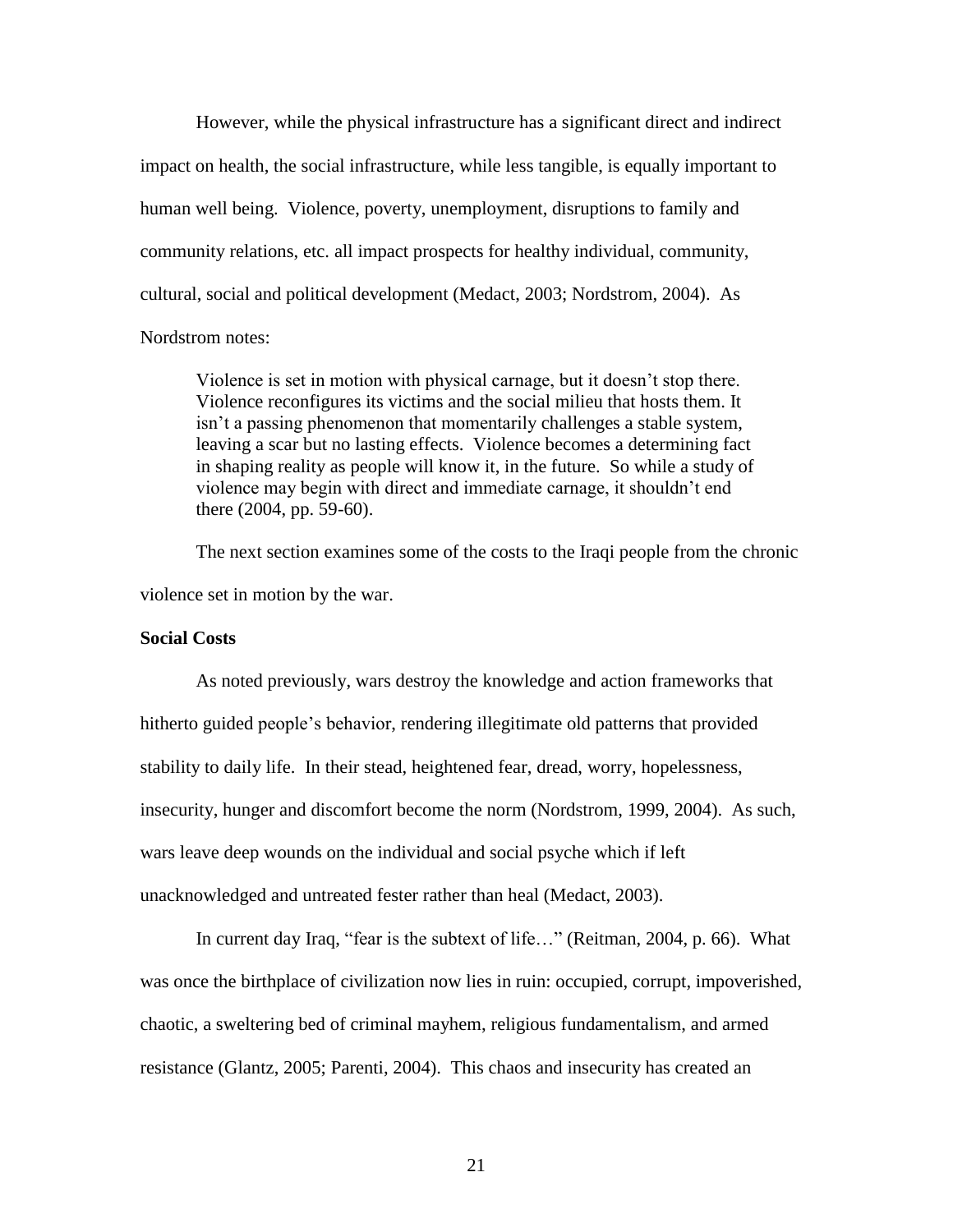However, while the physical infrastructure has a significant direct and indirect impact on health, the social infrastructure, while less tangible, is equally important to human well being. Violence, poverty, unemployment, disruptions to family and community relations, etc. all impact prospects for healthy individual, community, cultural, social and political development (Medact, 2003; Nordstrom, 2004). As Nordstrom notes:

> Violence is set in motion with physical carnage, but it doesn't stop there. Violence reconfigures its victims and the social milieu that hosts them. It isn't a passing phenomenon that momentarily challenges a stable system, leaving a scar but no lasting effects. Violence becomes a determining fact in shaping reality as people will know it, in the future. So while a study of violence may begin with direct and immediate carnage, it shouldn't end there (2004, pp. 59-60).

The next section examines some of the costs to the Iraqi people from the chronic violence set in motion by the war.

**Social Costs**

As noted previously, wars destroy the knowledge and action frameworks that hitherto guided people's behavior, rendering illegitimate old patterns that provided stability to daily life. In their stead, heightened fear, dread, worry, hopelessness, insecurity, hunger and discomfort become the norm (Nordstrom, 1999, 2004). As such, wars leave deep wounds on the individual and social psyche which if left unacknowledged and untreated fester rather than heal (Medact, 2003).

In current day Iraq, "fear is the subtext of life…" (Reitman, 2004, p. 66). What was once the birthplace of civilization now lies in ruin: occupied, corrupt, impoverished, chaotic, a sweltering bed of criminal mayhem, religious fundamentalism, and armed resistance (Glantz, 2005; Parenti, 2004). This chaos and insecurity has created an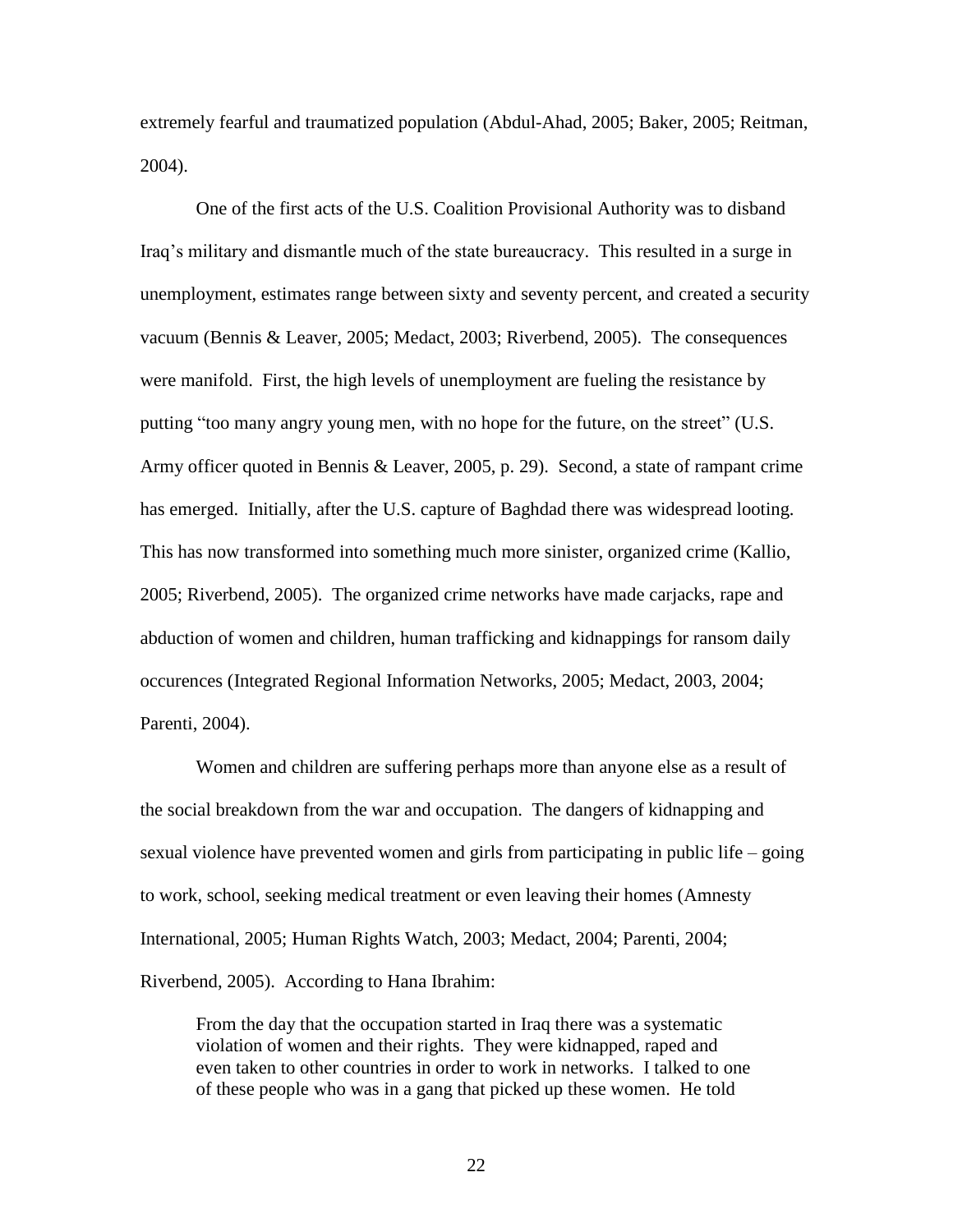extremely fearful and traumatized population (Abdul-Ahad, 2005; Baker, 2005; Reitman, 2004).

One of the first acts of the U.S. Coalition Provisional Authority was to disband Iraq's military and dismantle much of the state bureaucracy. This resulted in a surge in unemployment, estimates range between sixty and seventy percent, and created a security vacuum (Bennis & Leaver, 2005; Medact, 2003; Riverbend, 2005). The consequences were manifold. First, the high levels of unemployment are fueling the resistance by putting "too many angry young men, with no hope for the future, on the street" (U.S. Army officer quoted in Bennis & Leaver, 2005, p. 29). Second, a state of rampant crime has emerged. Initially, after the U.S. capture of Baghdad there was widespread looting. This has now transformed into something much more sinister, organized crime (Kallio, 2005; Riverbend, 2005). The organized crime networks have made carjacks, rape and abduction of women and children, human trafficking and kidnappings for ransom daily occurences (Integrated Regional Information Networks, 2005; Medact, 2003, 2004; Parenti, 2004).

Women and children are suffering perhaps more than anyone else as a result of the social breakdown from the war and occupation. The dangers of kidnapping and sexual violence have prevented women and girls from participating in public life – going to work, school, seeking medical treatment or even leaving their homes (Amnesty International, 2005; Human Rights Watch, 2003; Medact, 2004; Parenti, 2004; Riverbend, 2005). According to Hana Ibrahim:

> From the day that the occupation started in Iraq there was a systematic violation of women and their rights. They were kidnapped, raped and even taken to other countries in order to work in networks. I talked to one of these people who was in a gang that picked up these women. He told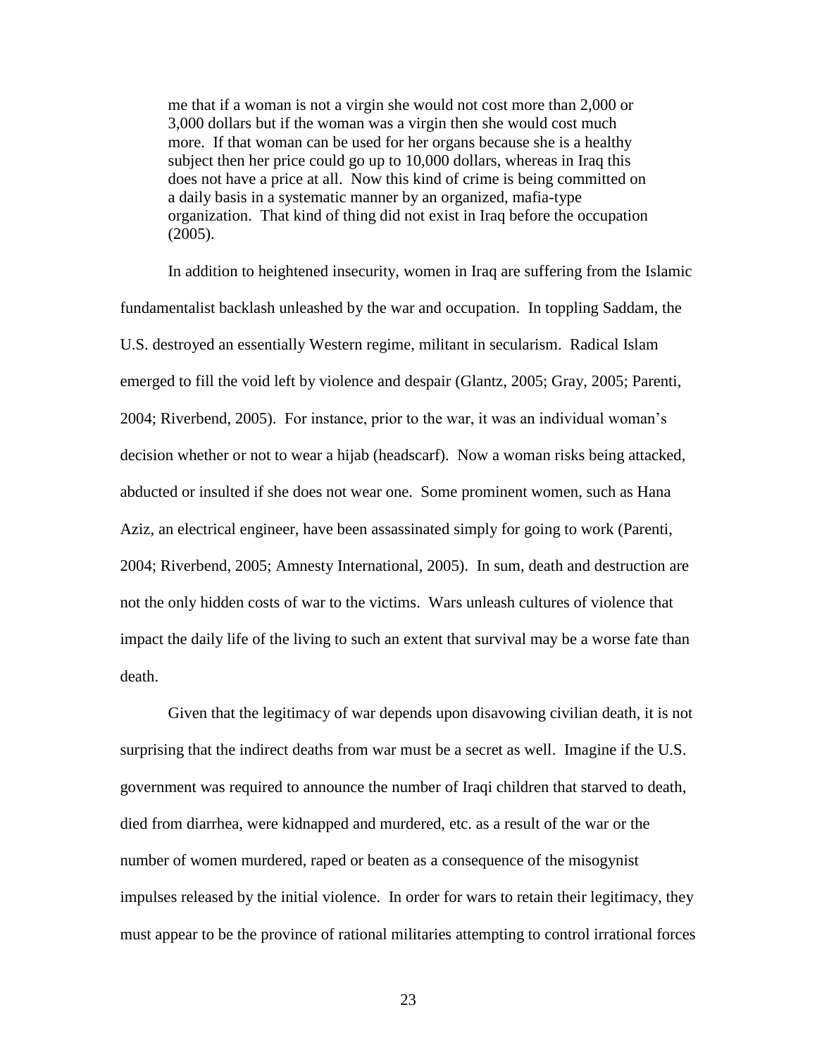> me that if a woman is not a virgin she would not cost more than 2,000 or 3,000 dollars but if the woman was a virgin then she would cost much more. If that woman can be used for her organs because she is a healthy subject then her price could go up to 10,000 dollars, whereas in Iraq this does not have a price at all. Now this kind of crime is being committed on a daily basis in a systematic manner by an organized, mafia-type organization. That kind of thing did not exist in Iraq before the occupation (2005).

In addition to heightened insecurity, women in Iraq are suffering from the Islamic fundamentalist backlash unleashed by the war and occupation. In toppling Saddam, the U.S. destroyed an essentially Western regime, militant in secularism. Radical Islam emerged to fill the void left by violence and despair (Glantz, 2005; Gray, 2005; Parenti, 2004; Riverbend, 2005). For instance, prior to the war, it was an individual woman's decision whether or not to wear a hijab (headscarf). Now a woman risks being attacked, abducted or insulted if she does not wear one. Some prominent women, such as Hana Aziz, an electrical engineer, have been assassinated simply for going to work (Parenti, 2004; Riverbend, 2005; Amnesty International, 2005). In sum, death and destruction are not the only hidden costs of war to the victims. Wars unleash cultures of violence that impact the daily life of the living to such an extent that survival may be a worse fate than death.

Given that the legitimacy of war depends upon disavowing civilian death, it is not surprising that the indirect deaths from war must be a secret as well. Imagine if the U.S. government was required to announce the number of Iraqi children that starved to death, died from diarrhea, were kidnapped and murdered, etc. as a result of the war or the number of women murdered, raped or beaten as a consequence of the misogynist impulses released by the initial violence. In order for wars to retain their legitimacy, they must appear to be the province of rational militaries attempting to control irrational forces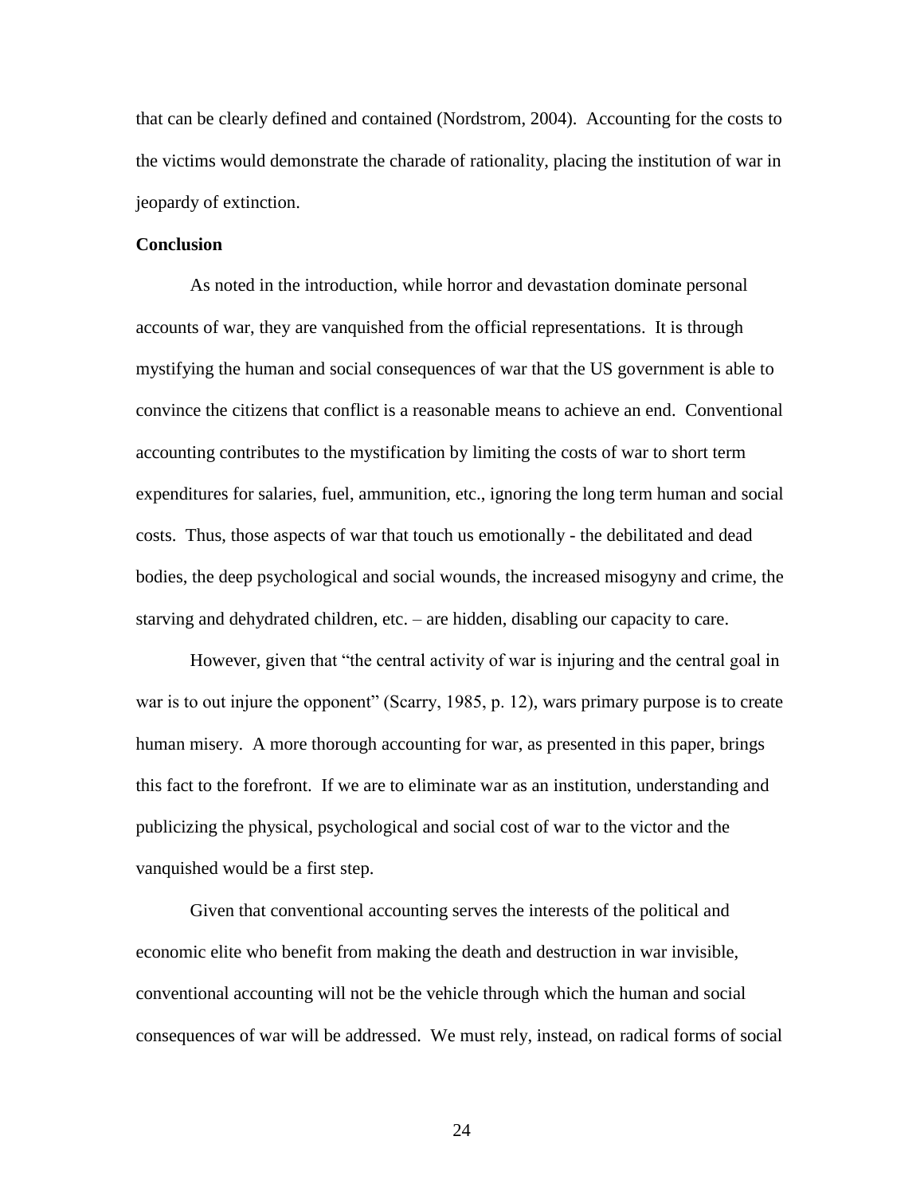that can be clearly defined and contained (Nordstrom, 2004). Accounting for the costs to the victims would demonstrate the charade of rationality, placing the institution of war in jeopardy of extinction.

**Conclusion**

As noted in the introduction, while horror and devastation dominate personal accounts of war, they are vanquished from the official representations. It is through mystifying the human and social consequences of war that the US government is able to convince the citizens that conflict is a reasonable means to achieve an end. Conventional accounting contributes to the mystification by limiting the costs of war to short term expenditures for salaries, fuel, ammunition, etc., ignoring the long term human and social costs. Thus, those aspects of war that touch us emotionally - the debilitated and dead bodies, the deep psychological and social wounds, the increased misogyny and crime, the starving and dehydrated children, etc. – are hidden, disabling our capacity to care.

However, given that "the central activity of war is injuring and the central goal in war is to out injure the opponent" (Scarry, 1985, p. 12), wars primary purpose is to create human misery. A more thorough accounting for war, as presented in this paper, brings this fact to the forefront. If we are to eliminate war as an institution, understanding and publicizing the physical, psychological and social cost of war to the victor and the vanquished would be a first step.

Given that conventional accounting serves the interests of the political and economic elite who benefit from making the death and destruction in war invisible, conventional accounting will not be the vehicle through which the human and social consequences of war will be addressed. We must rely, instead, on radical forms of social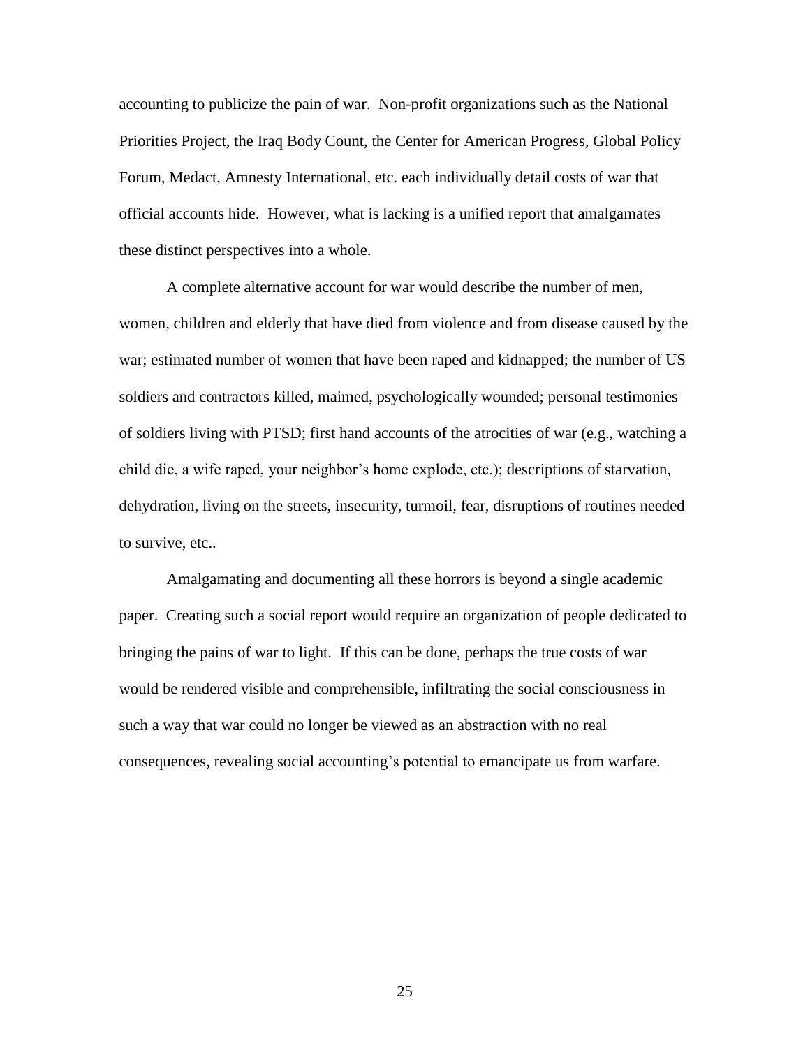accounting to publicize the pain of war. Non-profit organizations such as the National Priorities Project, the Iraq Body Count, the Center for American Progress, Global Policy Forum, Medact, Amnesty International, etc. each individually detail costs of war that official accounts hide. However, what is lacking is a unified report that amalgamates these distinct perspectives into a whole.

A complete alternative account for war would describe the number of men, women, children and elderly that have died from violence and from disease caused by the war; estimated number of women that have been raped and kidnapped; the number of US soldiers and contractors killed, maimed, psychologically wounded; personal testimonies of soldiers living with PTSD; first hand accounts of the atrocities of war (e.g., watching a child die, a wife raped, your neighbor's home explode, etc.); descriptions of starvation, dehydration, living on the streets, insecurity, turmoil, fear, disruptions of routines needed to survive, etc..

Amalgamating and documenting all these horrors is beyond a single academic paper. Creating such a social report would require an organization of people dedicated to bringing the pains of war to light. If this can be done, perhaps the true costs of war would be rendered visible and comprehensible, infiltrating the social consciousness in such a way that war could no longer be viewed as an abstraction with no real consequences, revealing social accounting's potential to emancipate us from warfare.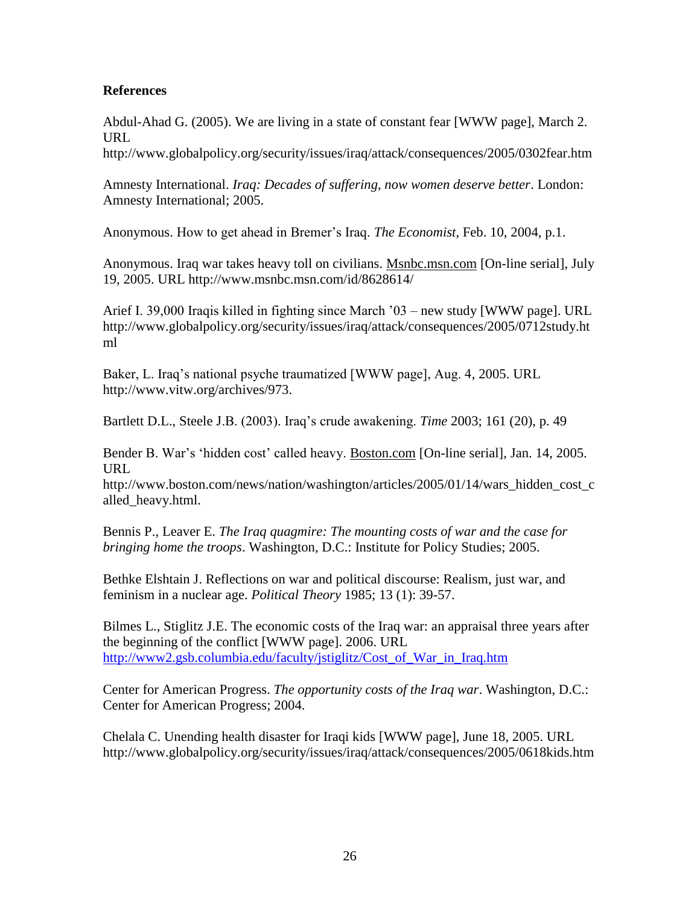**References**

Abdul-Ahad G. (2005). We are living in a state of constant fear [WWW page], March 2. URL http://www.globalpolicy.org/security/issues/iraq/attack/consequences/2005/0302fear.htm

Amnesty International. *Iraq: Decades of suffering, now women deserve better*. London: Amnesty International; 2005.

Anonymous. How to get ahead in Bremer's Iraq. *The Economist*, Feb. 10, 2004, p.1.

Anonymous. Iraq war takes heavy toll on civilians. Msnbc.msn.com [On-line serial], July 19, 2005. URL http://www.msnbc.msn.com/id/8628614/

Arief I. 39,000 Iraqis killed in fighting since March '03 – new study [WWW page]. URL http://www.globalpolicy.org/security/issues/iraq/attack/consequences/2005/0712study.html

Baker, L. Iraq's national psyche traumatized [WWW page], Aug. 4, 2005. URL http://www.vitw.org/archives/973.

Bartlett D.L., Steele J.B. (2003). Iraq's crude awakening. *Time* 2003; 161 (20), p. 49

Bender B. War's 'hidden cost' called heavy. Boston.com [On-line serial], Jan. 14, 2005. URL http://www.boston.com/news/nation/washington/articles/2005/01/14/wars_hidden_cost_called_heavy.html.

Bennis P., Leaver E. *The Iraq quagmire: The mounting costs of war and the case for bringing home the troops*. Washington, D.C.: Institute for Policy Studies; 2005.

Bethke Elshtain J. Reflections on war and political discourse: Realism, just war, and feminism in a nuclear age. *Political Theory* 1985; 13 (1): 39-57.

Bilmes L., Stiglitz J.E. The economic costs of the Iraq war: an appraisal three years after the beginning of the conflict [WWW page]. 2006. URL http://www2.gsb.columbia.edu/faculty/jstiglitz/Cost_of_War_in_Iraq.htm

Center for American Progress. *The opportunity costs of the Iraq war*. Washington, D.C.: Center for American Progress; 2004.

Chelala C. Unending health disaster for Iraqi kids [WWW page], June 18, 2005. URL http://www.globalpolicy.org/security/issues/iraq/attack/consequences/2005/0618kids.htm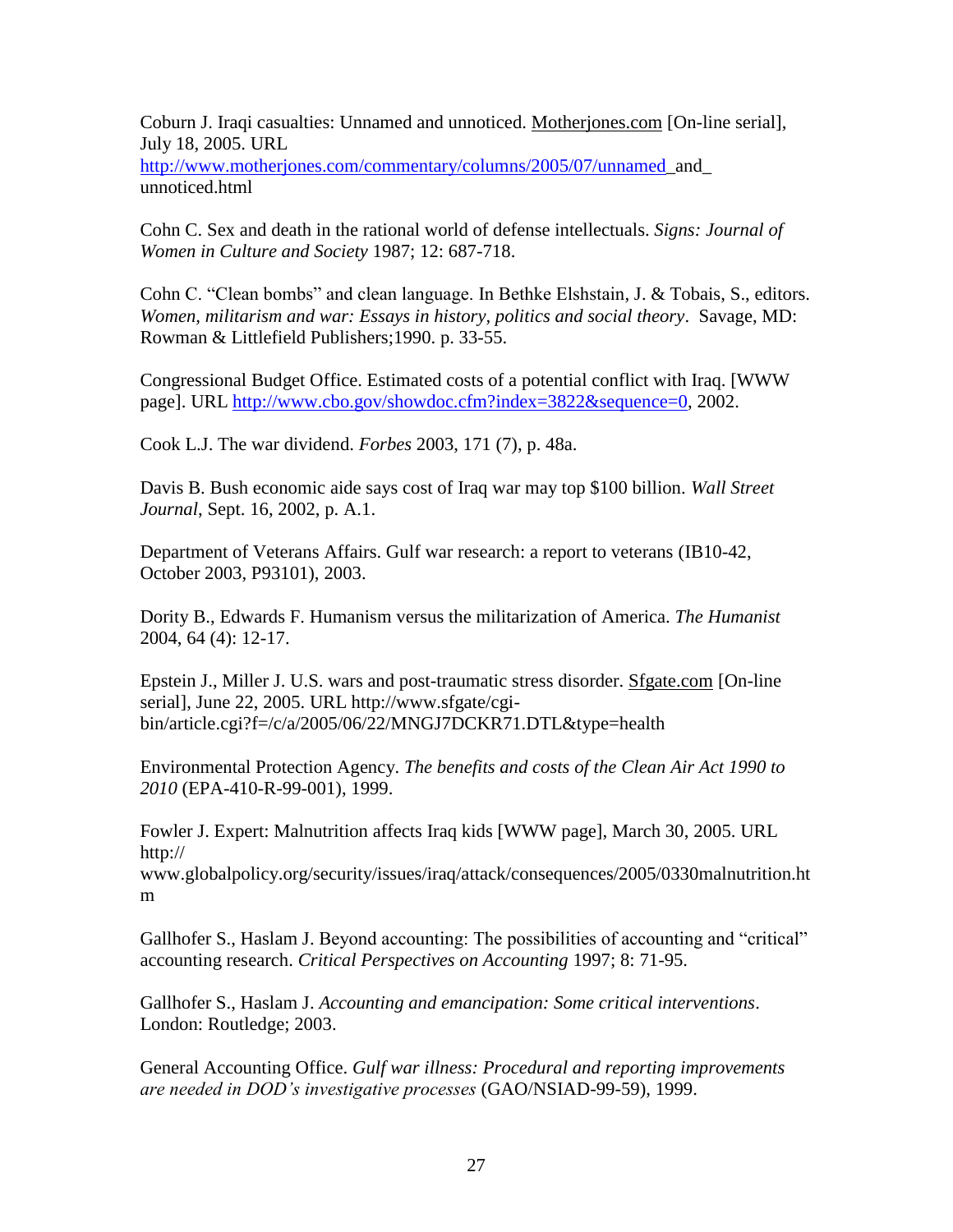Coburn J. Iraqi casualties: Unnamed and unnoticed. Motherjones.com [On-line serial], July 18, 2005. URL http://www.motherjones.com/commentary/columns/2005/07/unnamed_and_unnoticed.html

Cohn C. Sex and death in the rational world of defense intellectuals. *Signs: Journal of Women in Culture and Society* 1987; 12: 687-718.

Cohn C. "Clean bombs" and clean language. In Bethke Elshstain, J. & Tobais, S., editors. *Women, militarism and war: Essays in history, politics and social theory*. Savage, MD: Rowman & Littlefield Publishers;1990. p. 33-55.

Congressional Budget Office. Estimated costs of a potential conflict with Iraq. [WWW page]. URL http://www.cbo.gov/showdoc.cfm?index=3822&sequence=0, 2002.

Cook L.J. The war dividend. *Forbes* 2003, 171 (7), p. 48a.

Davis B. Bush economic aide says cost of Iraq war may top $100 billion. *Wall Street Journal*, Sept. 16, 2002, p. A.1.

Department of Veterans Affairs. Gulf war research: a report to veterans (IB10-42, October 2003, P93101), 2003.

Dority B., Edwards F. Humanism versus the militarization of America. *The Humanist* 2004, 64 (4): 12-17.

Epstein J., Miller J. U.S. wars and post-traumatic stress disorder. Sfgate.com [On-line serial], June 22, 2005. URL http://www.sfgate/cgi-bin/article.cgi?f=/c/a/2005/06/22/MNGJ7DCKR71.DTL&type=health

Environmental Protection Agency. *The benefits and costs of the Clean Air Act 1990 to 2010* (EPA-410-R-99-001), 1999.

Fowler J. Expert: Malnutrition affects Iraq kids [WWW page], March 30, 2005. URL http://www.globalpolicy.org/security/issues/iraq/attack/consequences/2005/0330malnutrition.htm

Gallhofer S., Haslam J. Beyond accounting: The possibilities of accounting and "critical" accounting research. *Critical Perspectives on Accounting* 1997; 8: 71-95.

Gallhofer S., Haslam J. *Accounting and emancipation: Some critical interventions*. London: Routledge; 2003.

General Accounting Office. *Gulf war illness: Procedural and reporting improvements are needed in DOD's investigative processes* (GAO/NSIAD-99-59), 1999.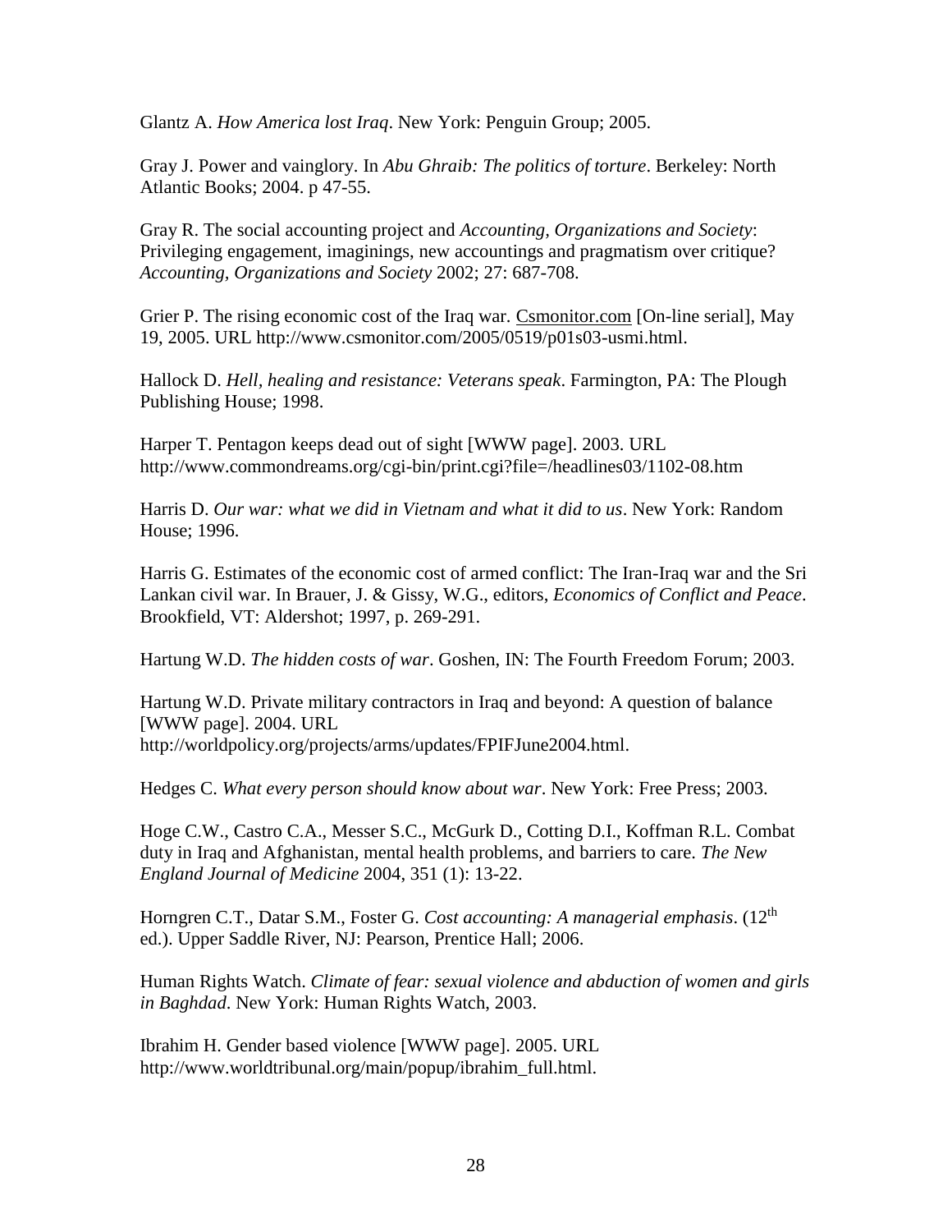Glantz A. *How America lost Iraq*. New York: Penguin Group; 2005.

Gray J. Power and vainglory. In *Abu Ghraib: The politics of torture*. Berkeley: North Atlantic Books; 2004. p 47-55.

Gray R. The social accounting project and *Accounting, Organizations and Society*: Privileging engagement, imaginings, new accountings and pragmatism over critique? *Accounting, Organizations and Society* 2002; 27: 687-708.

Grier P. The rising economic cost of the Iraq war. Csmonitor.com [On-line serial], May 19, 2005. URL http://www.csmonitor.com/2005/0519/p01s03-usmi.html.

Hallock D. *Hell, healing and resistance: Veterans speak*. Farmington, PA: The Plough Publishing House; 1998.

Harper T. Pentagon keeps dead out of sight [WWW page]. 2003. URL http://www.commondreams.org/cgi-bin/print.cgi?file=/headlines03/1102-08.htm

Harris D. *Our war: what we did in Vietnam and what it did to us*. New York: Random House; 1996.

Harris G. Estimates of the economic cost of armed conflict: The Iran-Iraq war and the Sri Lankan civil war. In Brauer, J. & Gissy, W.G., editors, *Economics of Conflict and Peace*. Brookfield, VT: Aldershot; 1997, p. 269-291.

Hartung W.D. *The hidden costs of war*. Goshen, IN: The Fourth Freedom Forum; 2003.

Hartung W.D. Private military contractors in Iraq and beyond: A question of balance [WWW page]. 2004. URL http://worldpolicy.org/projects/arms/updates/FPIFJune2004.html.

Hedges C. *What every person should know about war*. New York: Free Press; 2003.

Hoge C.W., Castro C.A., Messer S.C., McGurk D., Cotting D.I., Koffman R.L. Combat duty in Iraq and Afghanistan, mental health problems, and barriers to care. *The New England Journal of Medicine* 2004, 351 (1): 13-22.

Horngren C.T., Datar S.M., Foster G. *Cost accounting: A managerial emphasis*. (12th ed.). Upper Saddle River, NJ: Pearson, Prentice Hall; 2006.

Human Rights Watch. *Climate of fear: sexual violence and abduction of women and girls in Baghdad*. New York: Human Rights Watch, 2003.

Ibrahim H. Gender based violence [WWW page]. 2005. URL http://www.worldtribunal.org/main/popup/ibrahim_full.html.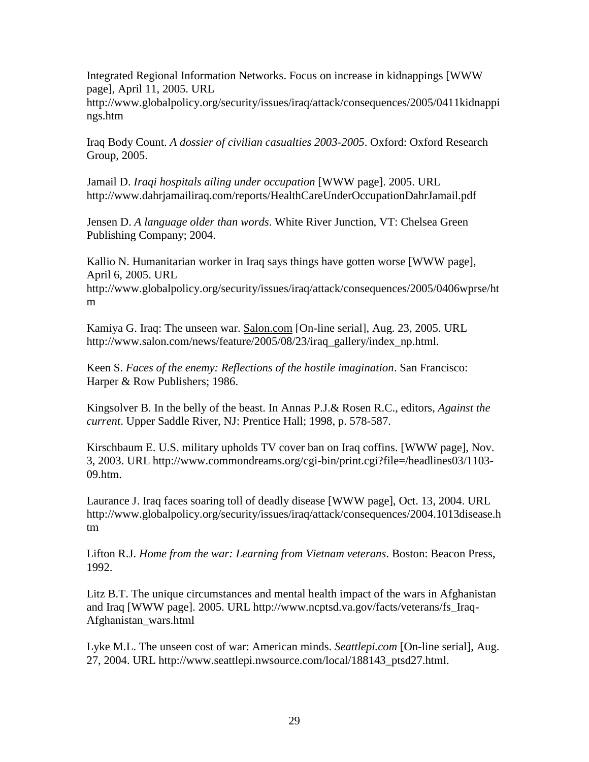Integrated Regional Information Networks. Focus on increase in kidnappings [WWW page], April 11, 2005. URL http://www.globalpolicy.org/security/issues/iraq/attack/consequences/2005/0411kidnappings.htm

Iraq Body Count. *A dossier of civilian casualties 2003-2005*. Oxford: Oxford Research Group, 2005.

Jamail D. *Iraqi hospitals ailing under occupation* [WWW page]. 2005. URL http://www.dahrjamailiraq.com/reports/HealthCareUnderOccupationDahrJamail.pdf

Jensen D. *A language older than words*. White River Junction, VT: Chelsea Green Publishing Company; 2004.

Kallio N. Humanitarian worker in Iraq says things have gotten worse [WWW page], April 6, 2005. URL http://www.globalpolicy.org/security/issues/iraq/attack/consequences/2005/0406wprse/htm

Kamiya G. Iraq: The unseen war. Salon.com [On-line serial], Aug. 23, 2005. URL http://www.salon.com/news/feature/2005/08/23/iraq_gallery/index_np.html.

Keen S. *Faces of the enemy: Reflections of the hostile imagination*. San Francisco: Harper & Row Publishers; 1986.

Kingsolver B. In the belly of the beast. In Annas P.J.& Rosen R.C., editors, *Against the current*. Upper Saddle River, NJ: Prentice Hall; 1998, p. 578-587.

Kirschbaum E. U.S. military upholds TV cover ban on Iraq coffins. [WWW page], Nov. 3, 2003. URL http://www.commondreams.org/cgi-bin/print.cgi?file=/headlines03/1103-09.htm.

Laurance J. Iraq faces soaring toll of deadly disease [WWW page], Oct. 13, 2004. URL http://www.globalpolicy.org/security/issues/iraq/attack/consequences/2004.1013disease.htm

Lifton R.J. *Home from the war: Learning from Vietnam veterans*. Boston: Beacon Press, 1992.

Litz B.T. The unique circumstances and mental health impact of the wars in Afghanistan and Iraq [WWW page]. 2005. URL http://www.ncptsd.va.gov/facts/veterans/fs_Iraq-Afghanistan_wars.html

Lyke M.L. The unseen cost of war: American minds. *Seattlepi.com* [On-line serial], Aug. 27, 2004. URL http://www.seattlepi.nwsource.com/local/188143_ptsd27.html.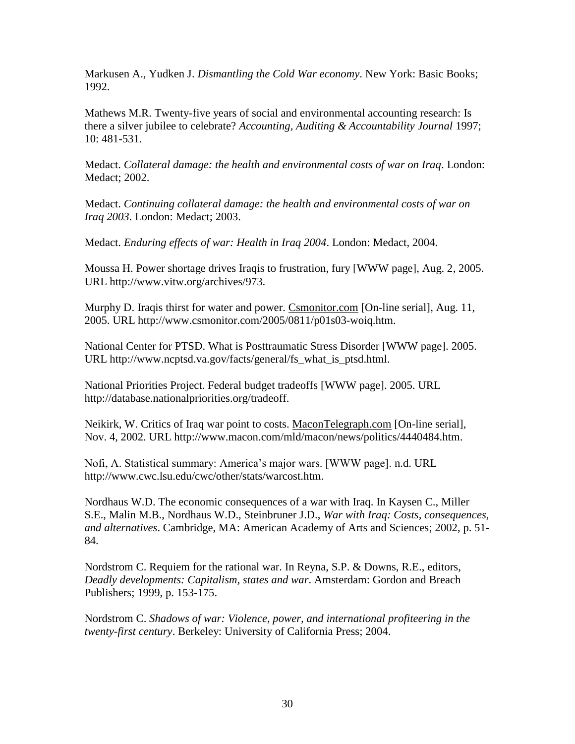Markusen A., Yudken J. *Dismantling the Cold War economy*. New York: Basic Books; 1992.

Mathews M.R. Twenty-five years of social and environmental accounting research: Is there a silver jubilee to celebrate? *Accounting, Auditing & Accountability Journal* 1997; 10: 481-531.

Medact. *Collateral damage: the health and environmental costs of war on Iraq*. London: Medact; 2002.

Medact. *Continuing collateral damage: the health and environmental costs of war on Iraq 2003*. London: Medact; 2003.

Medact. *Enduring effects of war: Health in Iraq 2004*. London: Medact, 2004.

Moussa H. Power shortage drives Iraqis to frustration, fury [WWW page], Aug. 2, 2005. URL http://www.vitw.org/archives/973.

Murphy D. Iraqis thirst for water and power. Csmonitor.com [On-line serial], Aug. 11, 2005. URL http://www.csmonitor.com/2005/0811/p01s03-woiq.htm.

National Center for PTSD. What is Posttraumatic Stress Disorder [WWW page]. 2005. URL http://www.ncptsd.va.gov/facts/general/fs_what_is_ptsd.html.

National Priorities Project. Federal budget tradeoffs [WWW page]. 2005. URL http://database.nationalpriorities.org/tradeoff.

Neikirk, W. Critics of Iraq war point to costs. MaconTelegraph.com [On-line serial], Nov. 4, 2002. URL http://www.macon.com/mld/macon/news/politics/4440484.htm.

Nofi, A. Statistical summary: America's major wars. [WWW page]. n.d. URL http://www.cwc.lsu.edu/cwc/other/stats/warcost.htm.

Nordhaus W.D. The economic consequences of a war with Iraq. In Kaysen C., Miller S.E., Malin M.B., Nordhaus W.D., Steinbruner J.D., *War with Iraq: Costs, consequences, and alternatives*. Cambridge, MA: American Academy of Arts and Sciences; 2002, p. 51-84.

Nordstrom C. Requiem for the rational war. In Reyna, S.P. & Downs, R.E., editors, *Deadly developments: Capitalism, states and war*. Amsterdam: Gordon and Breach Publishers; 1999, p. 153-175.

Nordstrom C. *Shadows of war: Violence, power, and international profiteering in the twenty-first century*. Berkeley: University of California Press; 2004.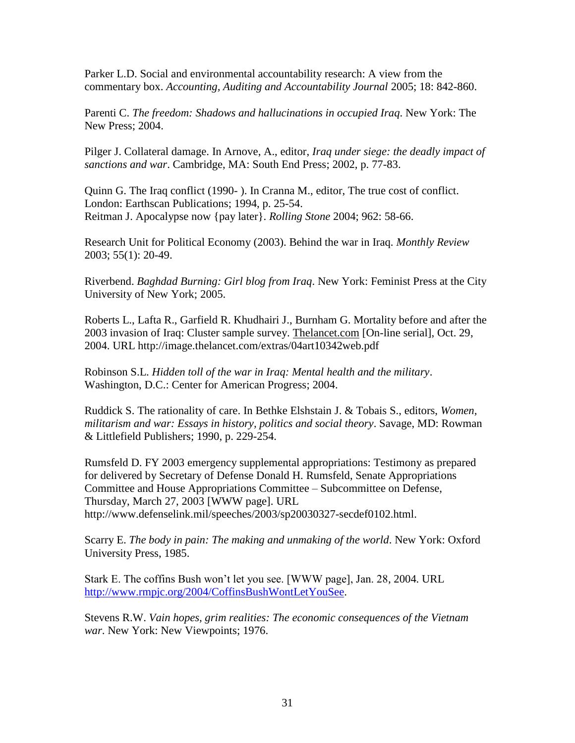Parker L.D. Social and environmental accountability research: A view from the commentary box. *Accounting, Auditing and Accountability Journal* 2005; 18: 842-860.

Parenti C. *The freedom: Shadows and hallucinations in occupied Iraq*. New York: The New Press; 2004.

Pilger J. Collateral damage. In Arnove, A., editor, *Iraq under siege: the deadly impact of sanctions and war*. Cambridge, MA: South End Press; 2002, p. 77-83.

Quinn G. The Iraq conflict (1990- ). In Cranna M., editor, The true cost of conflict. London: Earthscan Publications; 1994, p. 25-54.
Reitman J. Apocalypse now {pay later}. *Rolling Stone* 2004; 962: 58-66.

Research Unit for Political Economy (2003). Behind the war in Iraq. *Monthly Review* 2003; 55(1): 20-49.

Riverbend. *Baghdad Burning: Girl blog from Iraq*. New York: Feminist Press at the City University of New York; 2005.

Roberts L., Lafta R., Garfield R. Khudhairi J., Burnham G. Mortality before and after the 2003 invasion of Iraq: Cluster sample survey. Thelancet.com [On-line serial], Oct. 29, 2004. URL http://image.thelancet.com/extras/04art10342web.pdf

Robinson S.L. *Hidden toll of the war in Iraq: Mental health and the military*. Washington, D.C.: Center for American Progress; 2004.

Ruddick S. The rationality of care. In Bethke Elshstain J. & Tobais S., editors, *Women, militarism and war: Essays in history, politics and social theory*. Savage, MD: Rowman & Littlefield Publishers; 1990, p. 229-254.

Rumsfeld D. FY 2003 emergency supplemental appropriations: Testimony as prepared for delivered by Secretary of Defense Donald H. Rumsfeld, Senate Appropriations Committee and House Appropriations Committee – Subcommittee on Defense, Thursday, March 27, 2003 [WWW page]. URL http://www.defenselink.mil/speeches/2003/sp20030327-secdef0102.html.

Scarry E. *The body in pain: The making and unmaking of the world*. New York: Oxford University Press, 1985.

Stark E. The coffins Bush won't let you see. [WWW page], Jan. 28, 2004. URL http://www.rmpjc.org/2004/CoffinsBushWontLetYouSee.

Stevens R.W. *Vain hopes, grim realities: The economic consequences of the Vietnam war*. New York: New Viewpoints; 1976.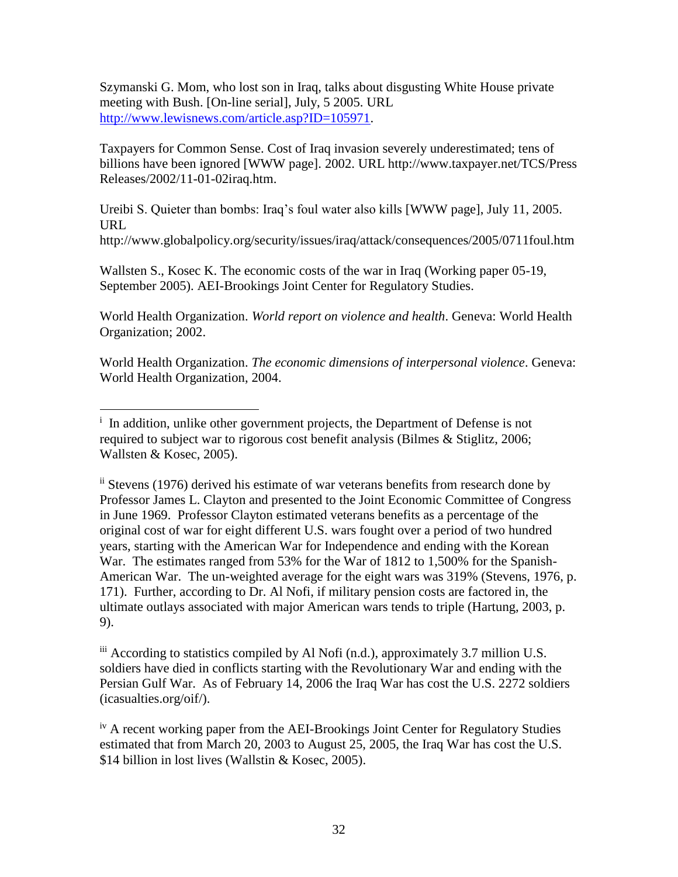Szymanski G. Mom, who lost son in Iraq, talks about disgusting White House private meeting with Bush. [On-line serial], July, 5 2005. URL http://www.lewisnews.com/article.asp?ID=105971.

Taxpayers for Common Sense. Cost of Iraq invasion severely underestimated; tens of billions have been ignored [WWW page]. 2002. URL http://www.taxpayer.net/TCS/Press Releases/2002/11-01-02iraq.htm.

Ureibi S. Quieter than bombs: Iraq's foul water also kills [WWW page], July 11, 2005. URL http://www.globalpolicy.org/security/issues/iraq/attack/consequences/2005/0711foul.htm

Wallsten S., Kosec K. The economic costs of the war in Iraq (Working paper 05-19, September 2005). AEI-Brookings Joint Center for Regulatory Studies.

World Health Organization. *World report on violence and health*. Geneva: World Health Organization; 2002.

World Health Organization. *The economic dimensions of interpersonal violence*. Geneva: World Health Organization, 2004.

---

[i] In addition, unlike other government projects, the Department of Defense is not required to subject war to rigorous cost benefit analysis (Bilmes & Stiglitz, 2006; Wallsten & Kosec, 2005).

[ii] Stevens (1976) derived his estimate of war veterans benefits from research done by Professor James L. Clayton and presented to the Joint Economic Committee of Congress in June 1969. Professor Clayton estimated veterans benefits as a percentage of the original cost of war for eight different U.S. wars fought over a period of two hundred years, starting with the American War for Independence and ending with the Korean War. The estimates ranged from 53% for the War of 1812 to 1,500% for the Spanish-American War. The un-weighted average for the eight wars was 319% (Stevens, 1976, p. 171). Further, according to Dr. Al Nofi, if military pension costs are factored in, the ultimate outlays associated with major American wars tends to triple (Hartung, 2003, p. 9).

[iii] According to statistics compiled by Al Nofi (n.d.), approximately 3.7 million U.S. soldiers have died in conflicts starting with the Revolutionary War and ending with the Persian Gulf War. As of February 14, 2006 the Iraq War has cost the U.S. 2272 soldiers (icasualties.org/oif/).

[iv] A recent working paper from the AEI-Brookings Joint Center for Regulatory Studies estimated that from March 20, 2003 to August 25, 2005, the Iraq War has cost the U.S. $14 billion in lost lives (Wallstin & Kosec, 2005).